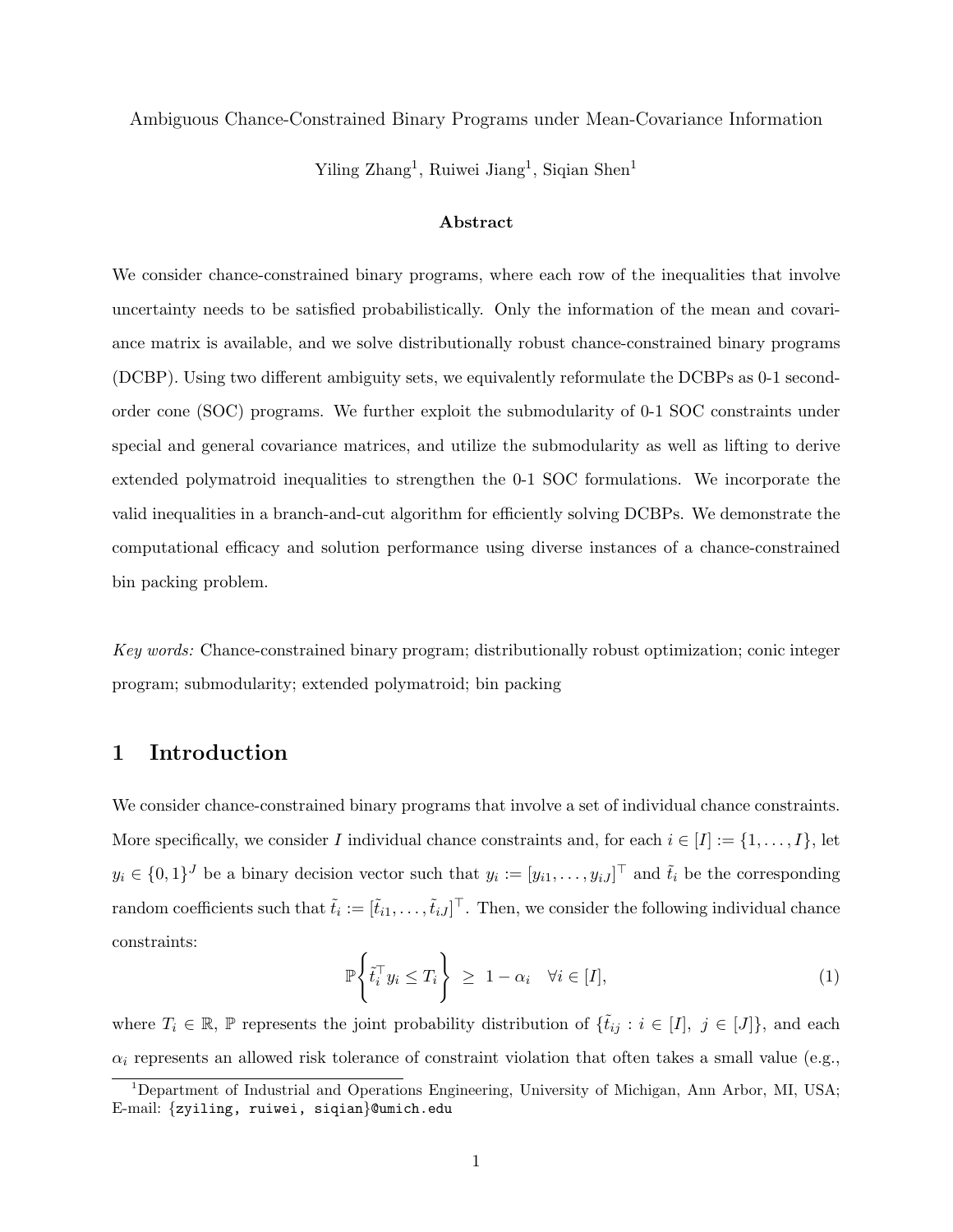Ambiguous Chance-Constrained Binary Programs under Mean-Covariance Information

Yiling Zhang[1], Ruiwei Jiang[1], Siqian Shen[1]

**Abstract**

We consider chance-constrained binary programs, where each row of the inequalities that involve uncertainty needs to be satisfied probabilistically. Only the information of the mean and covariance matrix is available, and we solve distributionally robust chance-constrained binary programs (DCBP). Using two different ambiguity sets, we equivalently reformulate the DCBPs as 0-1 second-order cone (SOC) programs. We further exploit the submodularity of 0-1 SOC constraints under special and general covariance matrices, and utilize the submodularity as well as lifting to derive extended polymatroid inequalities to strengthen the 0-1 SOC formulations. We incorporate the valid inequalities in a branch-and-cut algorithm for efficiently solving DCBPs. We demonstrate the computational efficacy and solution performance using diverse instances of a chance-constrained bin packing problem.

*Key words:* Chance-constrained binary program; distributionally robust optimization; conic integer program; submodularity; extended polymatroid; bin packing

# 1 Introduction

We consider chance-constrained binary programs that involve a set of individual chance constraints. More specifically, we consider $I$ individual chance constraints and, for each $i \in [I] := \{1, \ldots, I\}$, let $y_i \in \{0,1\}^J$ be a binary decision vector such that $y_i := [y_{i1}, \ldots, y_{iJ}]^\top$ and $\tilde{t}_i$ be the corresponding random coefficients such that $\tilde{t}_i := [\tilde{t}_{i1}, \ldots, \tilde{t}_{iJ}]^\top$. Then, we consider the following individual chance constraints:

$$\mathbb{P}\left\{\tilde{t}_i^\top y_i \le T_i\right\} \ \ge \ 1 - \alpha_i \quad \forall i \in [I], \tag{1}$$

where $T_i \in \mathbb{R}$, $\mathbb{P}$ represents the joint probability distribution of $\{\tilde{t}_{ij} : i \in [I],\ j \in [J]\}$, and each $\alpha_i$ represents an allowed risk tolerance of constraint violation that often takes a small value (e.g.,

[1]Department of Industrial and Operations Engineering, University of Michigan, Ann Arbor, MI, USA; E-mail: {zyiling, ruiwei, siqian}@umich.edu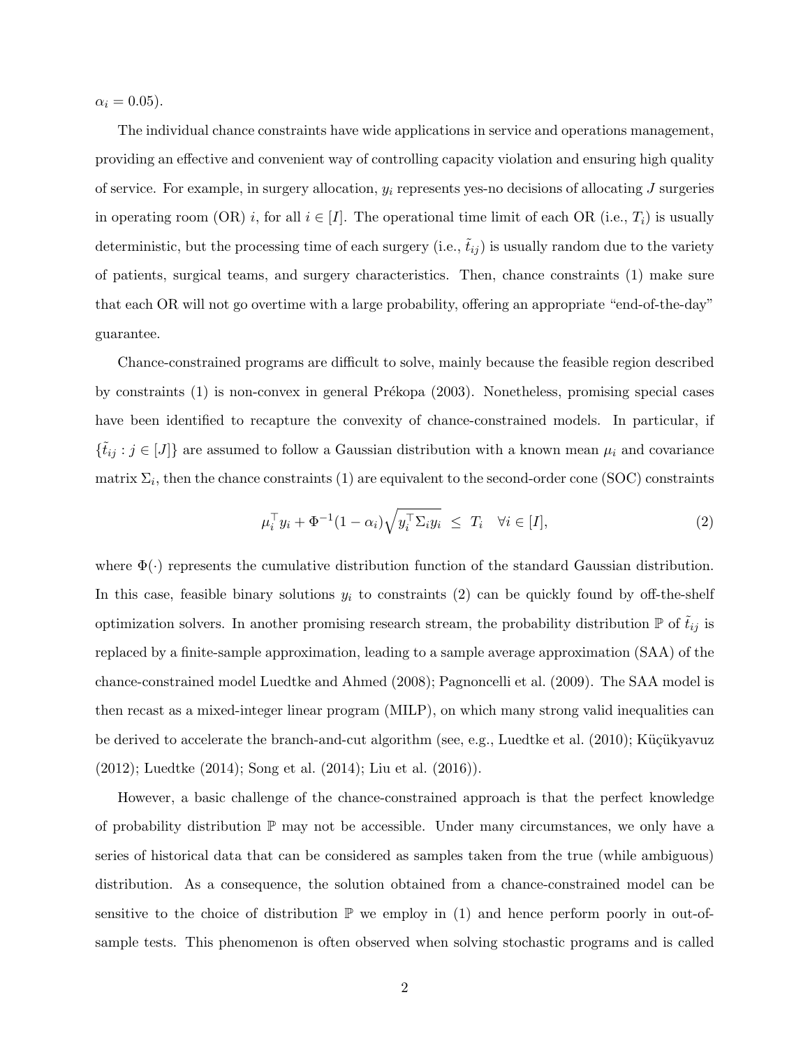$\alpha_i = 0.05$).

The individual chance constraints have wide applications in service and operations management, providing an effective and convenient way of controlling capacity violation and ensuring high quality of service. For example, in surgery allocation, $y_i$ represents yes-no decisions of allocating $J$ surgeries in operating room (OR) $i$, for all $i \in [I]$. The operational time limit of each OR (i.e., $T_i$) is usually deterministic, but the processing time of each surgery (i.e., $\tilde{t}_{ij}$) is usually random due to the variety of patients, surgical teams, and surgery characteristics. Then, chance constraints (1) make sure that each OR will not go overtime with a large probability, offering an appropriate "end-of-the-day" guarantee.

Chance-constrained programs are difficult to solve, mainly because the feasible region described by constraints (1) is non-convex in general Prékopa (2003). Nonetheless, promising special cases have been identified to recapture the convexity of chance-constrained models. In particular, if $\{\tilde{t}_{ij} : j \in [J]\}$ are assumed to follow a Gaussian distribution with a known mean $\mu_i$ and covariance matrix $\Sigma_i$, then the chance constraints (1) are equivalent to the second-order cone (SOC) constraints

$$\mu_i^\top y_i + \Phi^{-1}(1-\alpha_i)\sqrt{y_i^\top \Sigma_i y_i} \ \leq \ T_i \quad \forall i \in [I], \tag{2}$$

where $\Phi(\cdot)$ represents the cumulative distribution function of the standard Gaussian distribution. In this case, feasible binary solutions $y_i$ to constraints (2) can be quickly found by off-the-shelf optimization solvers. In another promising research stream, the probability distribution $\mathbb{P}$ of $\tilde{t}_{ij}$ is replaced by a finite-sample approximation, leading to a sample average approximation (SAA) of the chance-constrained model Luedtke and Ahmed (2008); Pagnoncelli et al. (2009). The SAA model is then recast as a mixed-integer linear program (MILP), on which many strong valid inequalities can be derived to accelerate the branch-and-cut algorithm (see, e.g., Luedtke et al. (2010); Küçükyavuz (2012); Luedtke (2014); Song et al. (2014); Liu et al. (2016)).

However, a basic challenge of the chance-constrained approach is that the perfect knowledge of probability distribution $\mathbb{P}$ may not be accessible. Under many circumstances, we only have a series of historical data that can be considered as samples taken from the true (while ambiguous) distribution. As a consequence, the solution obtained from a chance-constrained model can be sensitive to the choice of distribution $\mathbb{P}$ we employ in (1) and hence perform poorly in out-of-sample tests. This phenomenon is often observed when solving stochastic programs and is called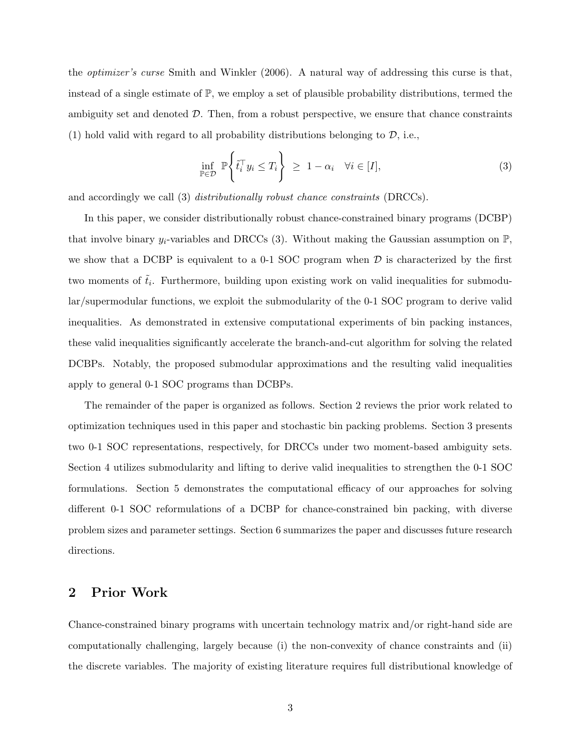the *optimizer's curse* Smith and Winkler (2006). A natural way of addressing this curse is that, instead of a single estimate of $\mathbb{P}$, we employ a set of plausible probability distributions, termed the ambiguity set and denoted $\mathcal{D}$. Then, from a robust perspective, we ensure that chance constraints (1) hold valid with regard to all probability distributions belonging to $\mathcal{D}$, i.e.,

$$\inf_{\mathbb{P} \in \mathcal{D}} \mathbb{P}\left\{ \tilde{t}_i^\top y_i \leq T_i \right\} \geq 1 - \alpha_i \quad \forall i \in [I], \tag{3}$$

and accordingly we call (3) *distributionally robust chance constraints* (DRCCs).

In this paper, we consider distributionally robust chance-constrained binary programs (DCBP) that involve binary $y_i$-variables and DRCCs (3). Without making the Gaussian assumption on $\mathbb{P}$, we show that a DCBP is equivalent to a 0-1 SOC program when $\mathcal{D}$ is characterized by the first two moments of $\tilde{t}_i$. Furthermore, building upon existing work on valid inequalities for submodular/supermodular functions, we exploit the submodularity of the 0-1 SOC program to derive valid inequalities. As demonstrated in extensive computational experiments of bin packing instances, these valid inequalities significantly accelerate the branch-and-cut algorithm for solving the related DCBPs. Notably, the proposed submodular approximations and the resulting valid inequalities apply to general 0-1 SOC programs than DCBPs.

The remainder of the paper is organized as follows. Section 2 reviews the prior work related to optimization techniques used in this paper and stochastic bin packing problems. Section 3 presents two 0-1 SOC representations, respectively, for DRCCs under two moment-based ambiguity sets. Section 4 utilizes submodularity and lifting to derive valid inequalities to strengthen the 0-1 SOC formulations. Section 5 demonstrates the computational efficacy of our approaches for solving different 0-1 SOC reformulations of a DCBP for chance-constrained bin packing, with diverse problem sizes and parameter settings. Section 6 summarizes the paper and discusses future research directions.

## 2 Prior Work

Chance-constrained binary programs with uncertain technology matrix and/or right-hand side are computationally challenging, largely because (i) the non-convexity of chance constraints and (ii) the discrete variables. The majority of existing literature requires full distributional knowledge of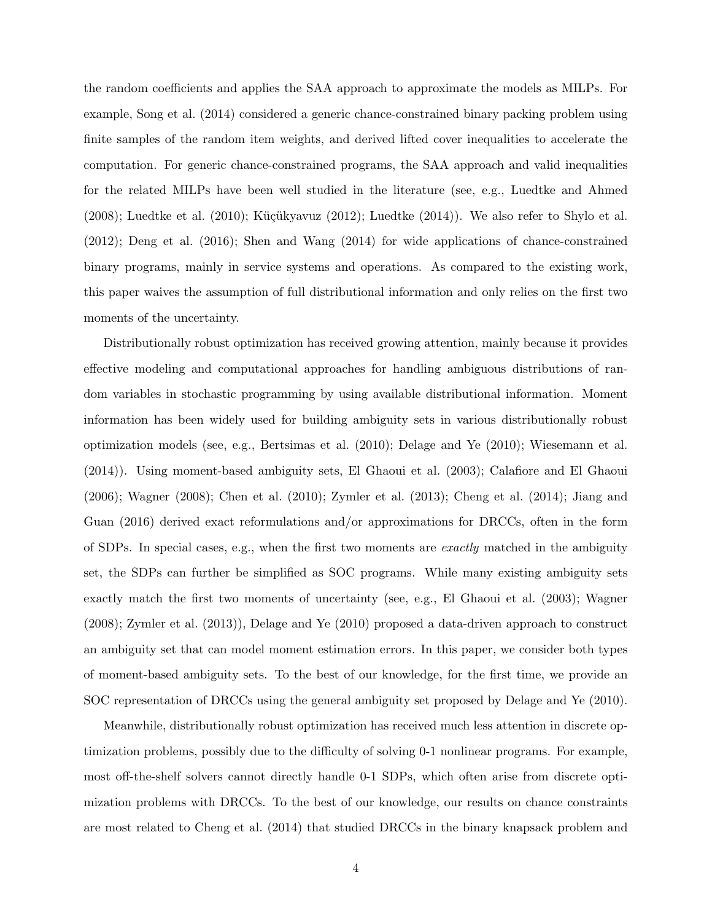the random coefficients and applies the SAA approach to approximate the models as MILPs. For example, Song et al. (2014) considered a generic chance-constrained binary packing problem using finite samples of the random item weights, and derived lifted cover inequalities to accelerate the computation. For generic chance-constrained programs, the SAA approach and valid inequalities for the related MILPs have been well studied in the literature (see, e.g., Luedtke and Ahmed (2008); Luedtke et al. (2010); Küçükyavuz (2012); Luedtke (2014)). We also refer to Shylo et al. (2012); Deng et al. (2016); Shen and Wang (2014) for wide applications of chance-constrained binary programs, mainly in service systems and operations. As compared to the existing work, this paper waives the assumption of full distributional information and only relies on the first two moments of the uncertainty.

Distributionally robust optimization has received growing attention, mainly because it provides effective modeling and computational approaches for handling ambiguous distributions of random variables in stochastic programming by using available distributional information. Moment information has been widely used for building ambiguity sets in various distributionally robust optimization models (see, e.g., Bertsimas et al. (2010); Delage and Ye (2010); Wiesemann et al. (2014)). Using moment-based ambiguity sets, El Ghaoui et al. (2003); Calafiore and El Ghaoui (2006); Wagner (2008); Chen et al. (2010); Zymler et al. (2013); Cheng et al. (2014); Jiang and Guan (2016) derived exact reformulations and/or approximations for DRCCs, often in the form of SDPs. In special cases, e.g., when the first two moments are *exactly* matched in the ambiguity set, the SDPs can further be simplified as SOC programs. While many existing ambiguity sets exactly match the first two moments of uncertainty (see, e.g., El Ghaoui et al. (2003); Wagner (2008); Zymler et al. (2013)), Delage and Ye (2010) proposed a data-driven approach to construct an ambiguity set that can model moment estimation errors. In this paper, we consider both types of moment-based ambiguity sets. To the best of our knowledge, for the first time, we provide an SOC representation of DRCCs using the general ambiguity set proposed by Delage and Ye (2010).

Meanwhile, distributionally robust optimization has received much less attention in discrete optimization problems, possibly due to the difficulty of solving 0-1 nonlinear programs. For example, most off-the-shelf solvers cannot directly handle 0-1 SDPs, which often arise from discrete optimization problems with DRCCs. To the best of our knowledge, our results on chance constraints are most related to Cheng et al. (2014) that studied DRCCs in the binary knapsack problem and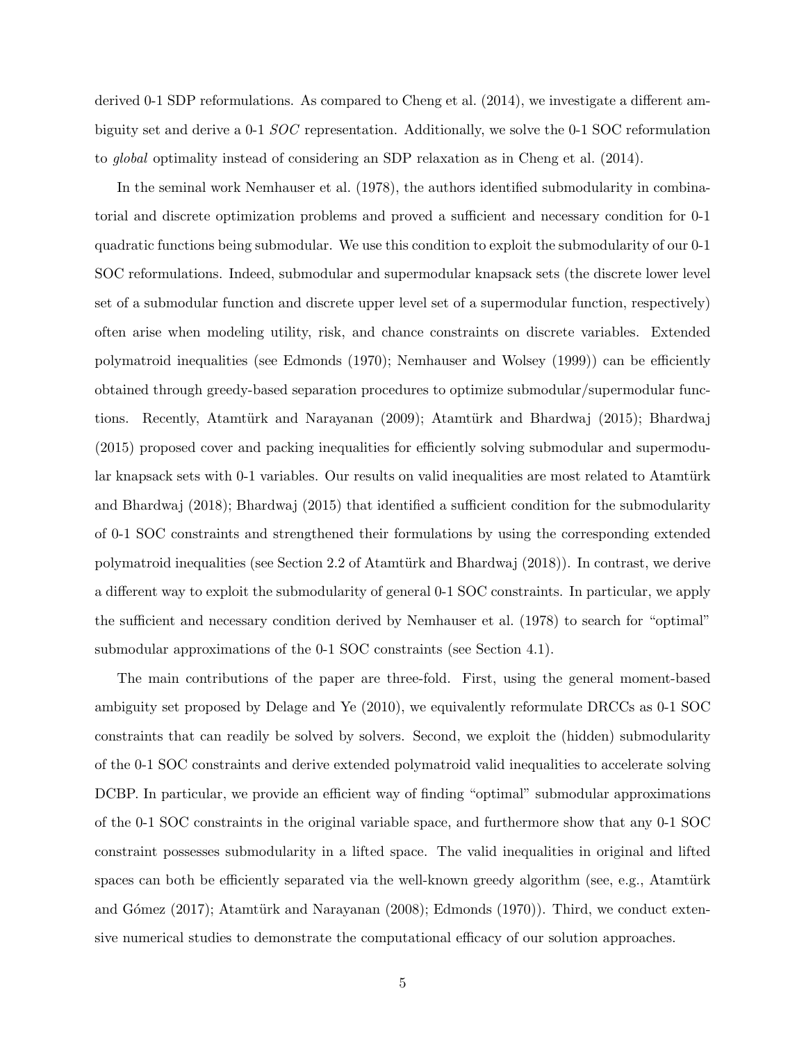derived 0-1 SDP reformulations. As compared to Cheng et al. (2014), we investigate a different ambiguity set and derive a 0-1 *SOC* representation. Additionally, we solve the 0-1 SOC reformulation to *global* optimality instead of considering an SDP relaxation as in Cheng et al. (2014).

In the seminal work Nemhauser et al. (1978), the authors identified submodularity in combinatorial and discrete optimization problems and proved a sufficient and necessary condition for 0-1 quadratic functions being submodular. We use this condition to exploit the submodularity of our 0-1 SOC reformulations. Indeed, submodular and supermodular knapsack sets (the discrete lower level set of a submodular function and discrete upper level set of a supermodular function, respectively) often arise when modeling utility, risk, and chance constraints on discrete variables. Extended polymatroid inequalities (see Edmonds (1970); Nemhauser and Wolsey (1999)) can be efficiently obtained through greedy-based separation procedures to optimize submodular/supermodular functions. Recently, Atamtürk and Narayanan (2009); Atamtürk and Bhardwaj (2015); Bhardwaj (2015) proposed cover and packing inequalities for efficiently solving submodular and supermodular knapsack sets with 0-1 variables. Our results on valid inequalities are most related to Atamtürk and Bhardwaj (2018); Bhardwaj (2015) that identified a sufficient condition for the submodularity of 0-1 SOC constraints and strengthened their formulations by using the corresponding extended polymatroid inequalities (see Section 2.2 of Atamtürk and Bhardwaj (2018)). In contrast, we derive a different way to exploit the submodularity of general 0-1 SOC constraints. In particular, we apply the sufficient and necessary condition derived by Nemhauser et al. (1978) to search for "optimal" submodular approximations of the 0-1 SOC constraints (see Section 4.1).

The main contributions of the paper are three-fold. First, using the general moment-based ambiguity set proposed by Delage and Ye (2010), we equivalently reformulate DRCCs as 0-1 SOC constraints that can readily be solved by solvers. Second, we exploit the (hidden) submodularity of the 0-1 SOC constraints and derive extended polymatroid valid inequalities to accelerate solving DCBP. In particular, we provide an efficient way of finding "optimal" submodular approximations of the 0-1 SOC constraints in the original variable space, and furthermore show that any 0-1 SOC constraint possesses submodularity in a lifted space. The valid inequalities in original and lifted spaces can both be efficiently separated via the well-known greedy algorithm (see, e.g., Atamtürk and Gómez (2017); Atamtürk and Narayanan (2008); Edmonds (1970)). Third, we conduct extensive numerical studies to demonstrate the computational efficacy of our solution approaches.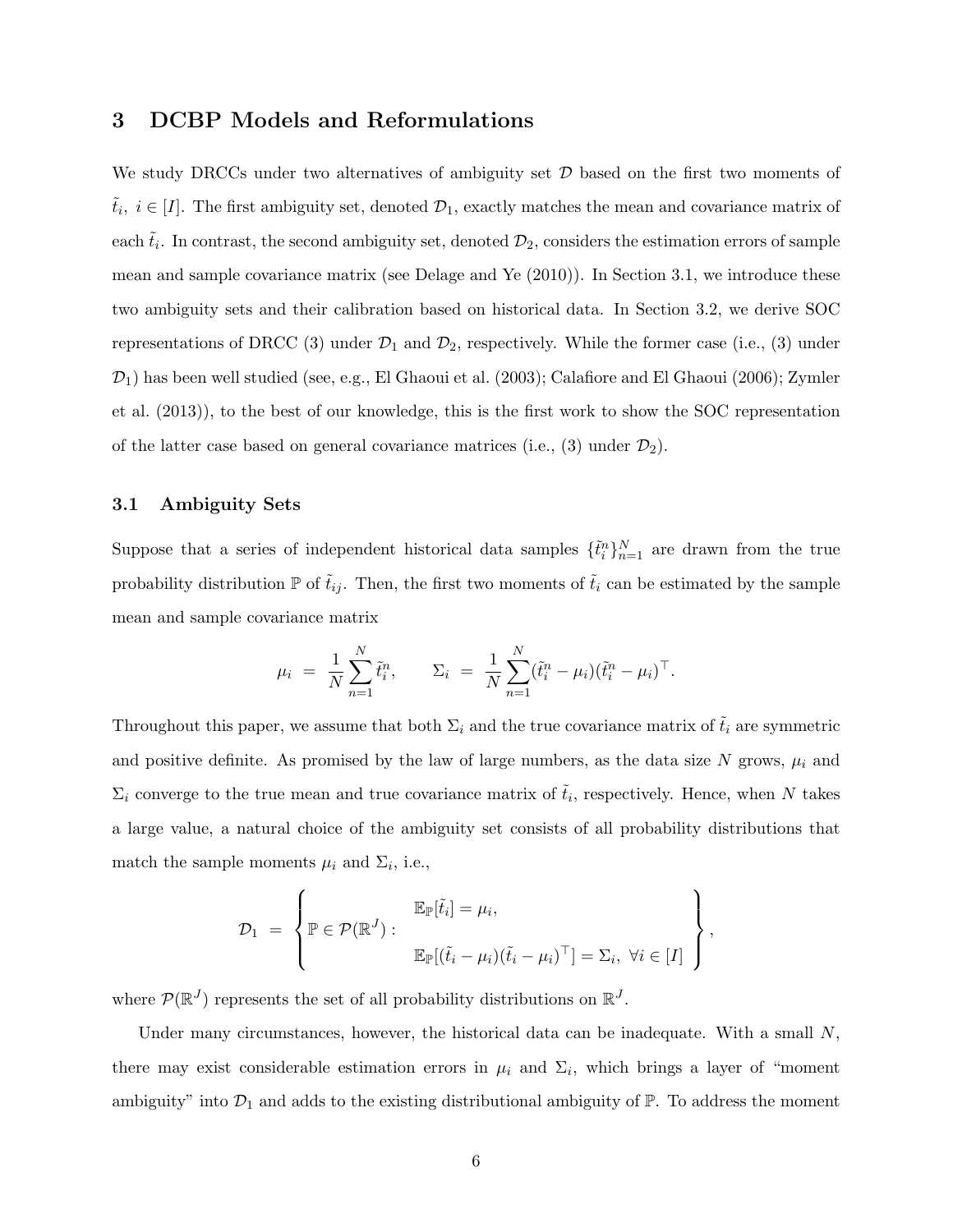## 3 DCBP Models and Reformulations

We study DRCCs under two alternatives of ambiguity set $\mathcal{D}$ based on the first two moments of $\tilde{t}_i,\ i \in [I]$. The first ambiguity set, denoted $\mathcal{D}_1$, exactly matches the mean and covariance matrix of each $\tilde{t}_i$. In contrast, the second ambiguity set, denoted $\mathcal{D}_2$, considers the estimation errors of sample mean and sample covariance matrix (see Delage and Ye (2010)). In Section 3.1, we introduce these two ambiguity sets and their calibration based on historical data. In Section 3.2, we derive SOC representations of DRCC (3) under $\mathcal{D}_1$ and $\mathcal{D}_2$, respectively. While the former case (i.e., (3) under $\mathcal{D}_1$) has been well studied (see, e.g., El Ghaoui et al. (2003); Calafiore and El Ghaoui (2006); Zymler et al. (2013)), to the best of our knowledge, this is the first work to show the SOC representation of the latter case based on general covariance matrices (i.e., (3) under $\mathcal{D}_2$).

### 3.1 Ambiguity Sets

Suppose that a series of independent historical data samples $\{\tilde{t}_i^n\}_{n=1}^N$ are drawn from the true probability distribution $\mathbb{P}$ of $\tilde{t}_{ij}$. Then, the first two moments of $\tilde{t}_i$ can be estimated by the sample mean and sample covariance matrix

$$\mu_i \ = \ \frac{1}{N}\sum_{n=1}^{N} \tilde{t}_i^n, \qquad \Sigma_i \ = \ \frac{1}{N}\sum_{n=1}^{N}(\tilde{t}_i^n - \mu_i)(\tilde{t}_i^n - \mu_i)^\top.$$

Throughout this paper, we assume that both $\Sigma_i$ and the true covariance matrix of $\tilde{t}_i$ are symmetric and positive definite. As promised by the law of large numbers, as the data size $N$ grows, $\mu_i$ and $\Sigma_i$ converge to the true mean and true covariance matrix of $\tilde{t}_i$, respectively. Hence, when $N$ takes a large value, a natural choice of the ambiguity set consists of all probability distributions that match the sample moments $\mu_i$ and $\Sigma_i$, i.e.,

$$\mathcal{D}_1 \ = \ \left\{ \mathbb{P} \in \mathcal{P}(\mathbb{R}^J) : \begin{array}{l} \mathbb{E}_{\mathbb{P}}[\tilde{t}_i] = \mu_i, \\ \mathbb{E}_{\mathbb{P}}[(\tilde{t}_i - \mu_i)(\tilde{t}_i - \mu_i)^\top] = \Sigma_i, \ \forall i \in [I] \end{array} \right\},$$

where $\mathcal{P}(\mathbb{R}^J)$ represents the set of all probability distributions on $\mathbb{R}^J$.

Under many circumstances, however, the historical data can be inadequate. With a small $N$, there may exist considerable estimation errors in $\mu_i$ and $\Sigma_i$, which brings a layer of "moment ambiguity" into $\mathcal{D}_1$ and adds to the existing distributional ambiguity of $\mathbb{P}$. To address the moment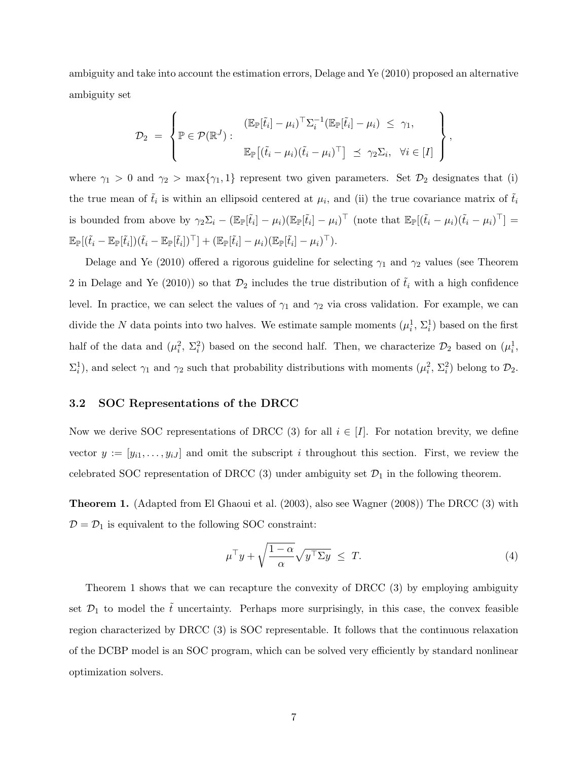ambiguity and take into account the estimation errors, Delage and Ye (2010) proposed an alternative ambiguity set

$$\mathcal{D}_2 \;=\; \left\{ \mathbb{P} \in \mathcal{P}(\mathbb{R}^J) : \begin{array}{l} (\mathbb{E}_{\mathbb{P}}[\tilde{t}_i] - \mu_i)^\top \Sigma_i^{-1} (\mathbb{E}_{\mathbb{P}}[\tilde{t}_i] - \mu_i) \;\leq\; \gamma_1, \\[2ex] \mathbb{E}_{\mathbb{P}}\big[(\tilde{t}_i - \mu_i)(\tilde{t}_i - \mu_i)^\top\big] \;\preceq\; \gamma_2 \Sigma_i, \quad \forall i \in [I] \end{array} \right\},$$

where $\gamma_1 > 0$ and $\gamma_2 > \max\{\gamma_1, 1\}$ represent two given parameters. Set $\mathcal{D}_2$ designates that (i) the true mean of $\tilde{t}_i$ is within an ellipsoid centered at $\mu_i$, and (ii) the true covariance matrix of $\tilde{t}_i$ is bounded from above by $\gamma_2 \Sigma_i - (\mathbb{E}_{\mathbb{P}}[\tilde{t}_i] - \mu_i)(\mathbb{E}_{\mathbb{P}}[\tilde{t}_i] - \mu_i)^\top$ (note that $\mathbb{E}_{\mathbb{P}}[(\tilde{t}_i - \mu_i)(\tilde{t}_i - \mu_i)^\top] = \mathbb{E}_{\mathbb{P}}[(\tilde{t}_i - \mathbb{E}_{\mathbb{P}}[\tilde{t}_i])(\tilde{t}_i - \mathbb{E}_{\mathbb{P}}[\tilde{t}_i])^\top] + (\mathbb{E}_{\mathbb{P}}[\tilde{t}_i] - \mu_i)(\mathbb{E}_{\mathbb{P}}[\tilde{t}_i] - \mu_i)^\top$).

Delage and Ye (2010) offered a rigorous guideline for selecting $\gamma_1$ and $\gamma_2$ values (see Theorem 2 in Delage and Ye (2010)) so that $\mathcal{D}_2$ includes the true distribution of $\tilde{t}_i$ with a high confidence level. In practice, we can select the values of $\gamma_1$ and $\gamma_2$ via cross validation. For example, we can divide the $N$ data points into two halves. We estimate sample moments ($\mu_i^1$, $\Sigma_i^1$) based on the first half of the data and ($\mu_i^2$, $\Sigma_i^2$) based on the second half. Then, we characterize $\mathcal{D}_2$ based on ($\mu_i^1$, $\Sigma_i^1$), and select $\gamma_1$ and $\gamma_2$ such that probability distributions with moments ($\mu_i^2$, $\Sigma_i^2$) belong to $\mathcal{D}_2$.

### 3.2 SOC Representations of the DRCC

Now we derive SOC representations of DRCC (3) for all $i \in [I]$. For notation brevity, we define vector $y := [y_{i1}, \ldots, y_{iJ}]$ and omit the subscript $i$ throughout this section. First, we review the celebrated SOC representation of DRCC (3) under ambiguity set $\mathcal{D}_1$ in the following theorem.

**Theorem 1.** (Adapted from El Ghaoui et al. (2003), also see Wagner (2008)) The DRCC (3) with $\mathcal{D} = \mathcal{D}_1$ is equivalent to the following SOC constraint:

$$\mu^\top y + \sqrt{\frac{1-\alpha}{\alpha}} \sqrt{y^\top \Sigma y} \;\leq\; T. \tag{4}$$

Theorem 1 shows that we can recapture the convexity of DRCC (3) by employing ambiguity set $\mathcal{D}_1$ to model the $\tilde{t}$ uncertainty. Perhaps more surprisingly, in this case, the convex feasible region characterized by DRCC (3) is SOC representable. It follows that the continuous relaxation of the DCBP model is an SOC program, which can be solved very efficiently by standard nonlinear optimization solvers.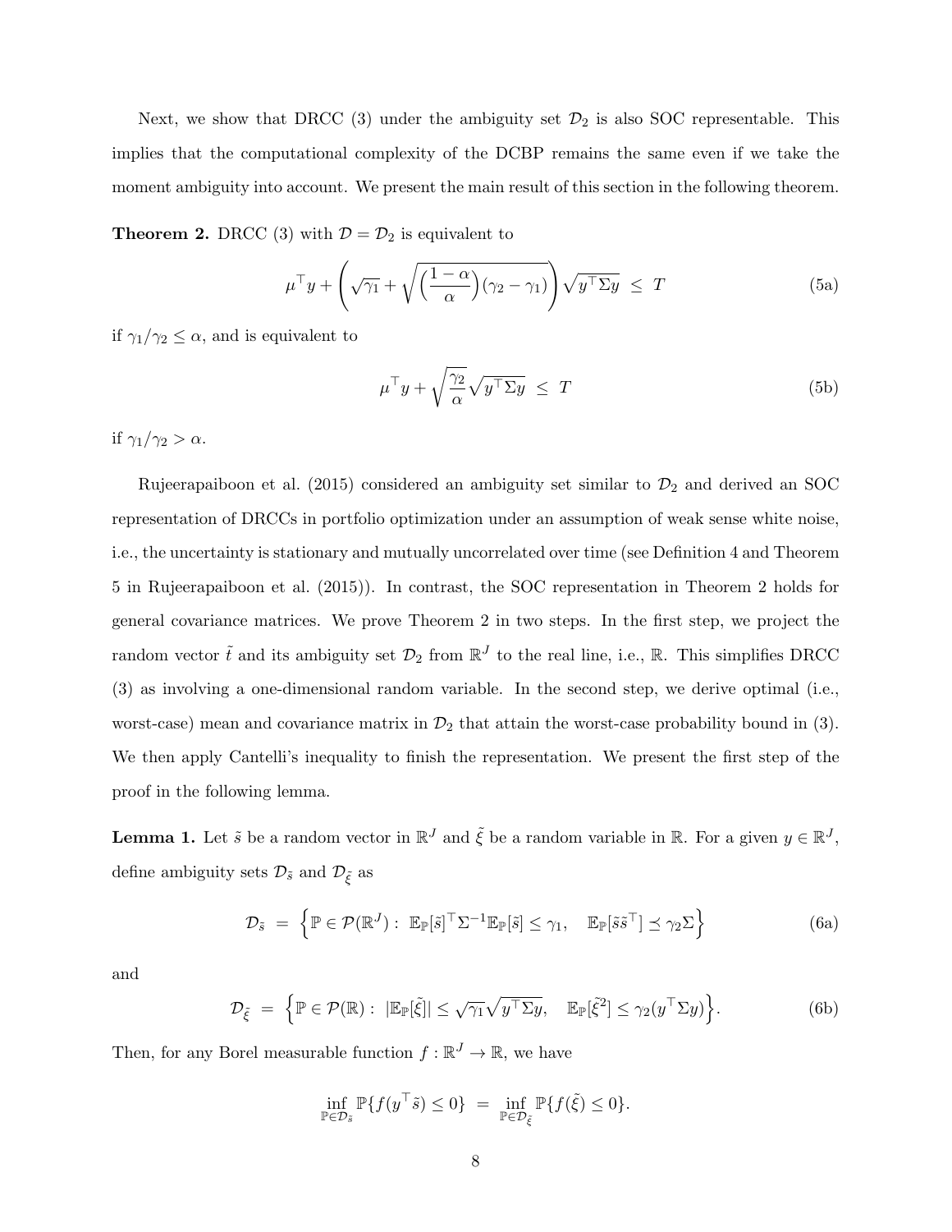Next, we show that DRCC (3) under the ambiguity set $\mathcal{D}_2$ is also SOC representable. This implies that the computational complexity of the DCBP remains the same even if we take the moment ambiguity into account. We present the main result of this section in the following theorem.

**Theorem 2.** DRCC (3) with $\mathcal{D} = \mathcal{D}_2$ is equivalent to

$$\mu^\top y + \left( \sqrt{\gamma_1} + \sqrt{\Big(\frac{1-\alpha}{\alpha}\Big)(\gamma_2 - \gamma_1)} \right) \sqrt{y^\top \Sigma y} \ \leq \ T \tag{5a}$$

if $\gamma_1/\gamma_2 \leq \alpha$, and is equivalent to

$$\mu^\top y + \sqrt{\frac{\gamma_2}{\alpha}} \sqrt{y^\top \Sigma y} \ \leq \ T \tag{5b}$$

if $\gamma_1/\gamma_2 > \alpha$.

Rujeerapaiboon et al. (2015) considered an ambiguity set similar to $\mathcal{D}_2$ and derived an SOC representation of DRCCs in portfolio optimization under an assumption of weak sense white noise, i.e., the uncertainty is stationary and mutually uncorrelated over time (see Definition 4 and Theorem 5 in Rujeerapaiboon et al. (2015)). In contrast, the SOC representation in Theorem 2 holds for general covariance matrices. We prove Theorem 2 in two steps. In the first step, we project the random vector $\tilde{t}$ and its ambiguity set $\mathcal{D}_2$ from $\mathbb{R}^J$ to the real line, i.e., $\mathbb{R}$. This simplifies DRCC (3) as involving a one-dimensional random variable. In the second step, we derive optimal (i.e., worst-case) mean and covariance matrix in $\mathcal{D}_2$ that attain the worst-case probability bound in (3). We then apply Cantelli's inequality to finish the representation. We present the first step of the proof in the following lemma.

**Lemma 1.** Let $\tilde{s}$ be a random vector in $\mathbb{R}^J$ and $\tilde{\xi}$ be a random variable in $\mathbb{R}$. For a given $y \in \mathbb{R}^J$, define ambiguity sets $\mathcal{D}_{\tilde{s}}$ and $\mathcal{D}_{\tilde{\xi}}$ as

$$\mathcal{D}_{\tilde{s}} \ = \ \Big\{ \mathbb{P} \in \mathcal{P}(\mathbb{R}^J) : \ \mathbb{E}_{\mathbb{P}}[\tilde{s}]^\top \Sigma^{-1} \mathbb{E}_{\mathbb{P}}[\tilde{s}] \leq \gamma_1, \quad \mathbb{E}_{\mathbb{P}}[\tilde{s}\tilde{s}^\top] \preceq \gamma_2 \Sigma \Big\} \tag{6a}$$

and

$$\mathcal{D}_{\tilde{\xi}} \ = \ \Big\{ \mathbb{P} \in \mathcal{P}(\mathbb{R}) : \ |\mathbb{E}_{\mathbb{P}}[\tilde{\xi}]| \leq \sqrt{\gamma_1} \sqrt{y^\top \Sigma y}, \quad \mathbb{E}_{\mathbb{P}}[\tilde{\xi}^2] \leq \gamma_2 (y^\top \Sigma y) \Big\}. \tag{6b}$$

Then, for any Borel measurable function $f : \mathbb{R}^J \to \mathbb{R}$, we have

$$\inf_{\mathbb{P} \in \mathcal{D}_{\tilde{s}}} \mathbb{P}\{f(y^\top \tilde{s}) \leq 0\} \ = \ \inf_{\mathbb{P} \in \mathcal{D}_{\tilde{\xi}}} \mathbb{P}\{f(\tilde{\xi}) \leq 0\}.$$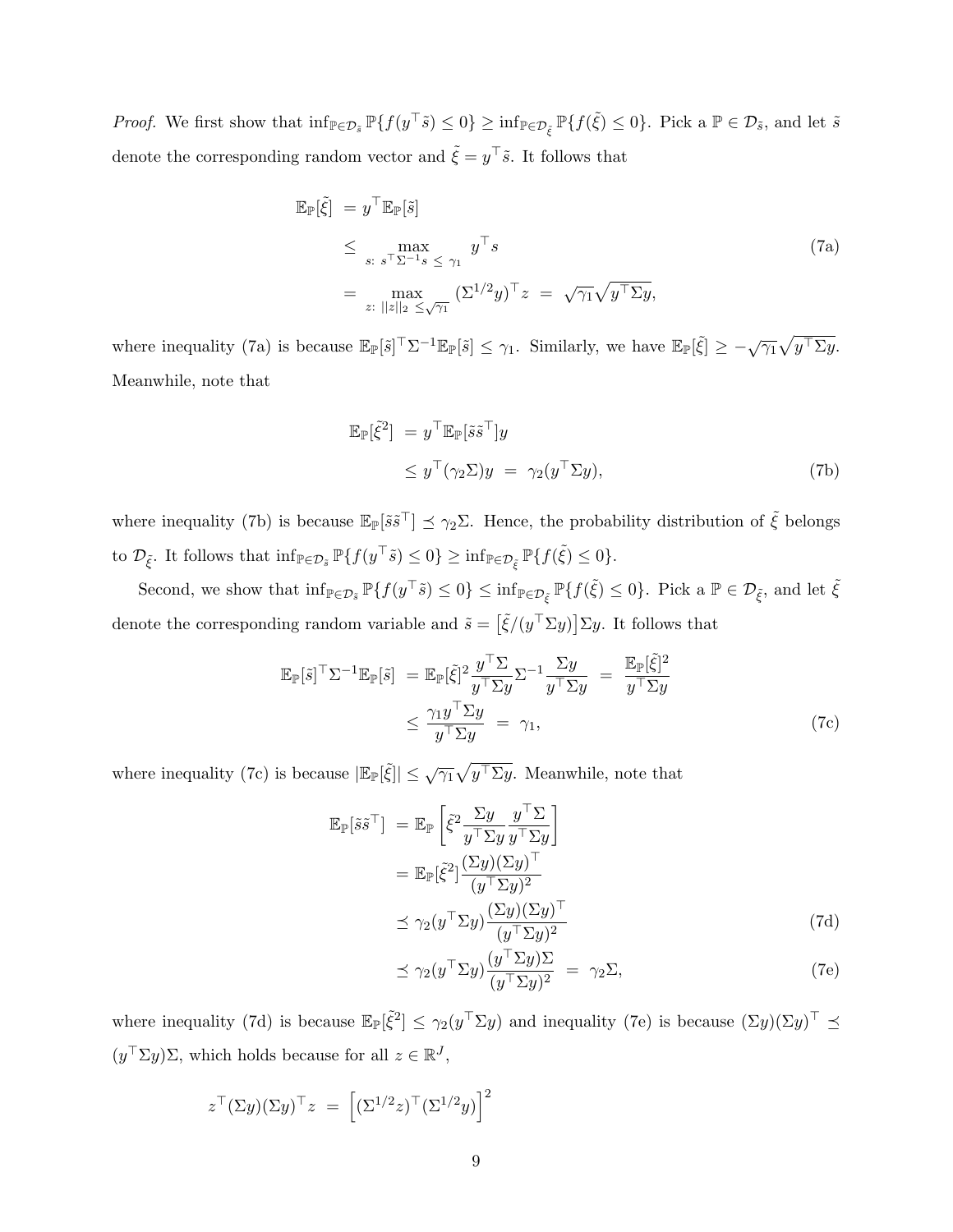*Proof.* We first show that $\inf_{\mathbb{P}\in\mathcal{D}_{\tilde{s}}} \mathbb{P}\{f(y^\top \tilde{s}) \le 0\} \ge \inf_{\mathbb{P}\in\mathcal{D}_{\tilde{\xi}}} \mathbb{P}\{f(\tilde{\xi}) \le 0\}$. Pick a $\mathbb{P} \in \mathcal{D}_{\tilde{s}}$, and let $\tilde{s}$ denote the corresponding random vector and $\tilde{\xi} = y^\top \tilde{s}$. It follows that

$$
\begin{aligned}
\mathbb{E}_{\mathbb{P}}[\tilde{\xi}] &= y^\top \mathbb{E}_{\mathbb{P}}[\tilde{s}] \\
&\le \max_{s:\ s^\top \Sigma^{-1} s\ \le\ \gamma_1} \ y^\top s \qquad \text{(7a)}\\
&= \max_{z:\ \|z\|_2\ \le \sqrt{\gamma_1}} (\Sigma^{1/2} y)^\top z \ = \ \sqrt{\gamma_1}\sqrt{y^\top \Sigma y},
\end{aligned}
$$

where inequality (7a) is because $\mathbb{E}_{\mathbb{P}}[\tilde{s}]^\top \Sigma^{-1} \mathbb{E}_{\mathbb{P}}[\tilde{s}] \le \gamma_1$. Similarly, we have $\mathbb{E}_{\mathbb{P}}[\tilde{\xi}] \ge -\sqrt{\gamma_1}\sqrt{y^\top \Sigma y}$. Meanwhile, note that

$$
\begin{aligned}
\mathbb{E}_{\mathbb{P}}[\tilde{\xi}^2] &= y^\top \mathbb{E}_{\mathbb{P}}[\tilde{s}\tilde{s}^\top] y \\
&\le y^\top(\gamma_2 \Sigma) y \ = \ \gamma_2 (y^\top \Sigma y), \qquad \text{(7b)}
\end{aligned}
$$

where inequality (7b) is because $\mathbb{E}_{\mathbb{P}}[\tilde{s}\tilde{s}^\top] \preceq \gamma_2 \Sigma$. Hence, the probability distribution of $\tilde{\xi}$ belongs to $\mathcal{D}_{\tilde{\xi}}$. It follows that $\inf_{\mathbb{P}\in\mathcal{D}_{\tilde{s}}} \mathbb{P}\{f(y^\top \tilde{s}) \le 0\} \ge \inf_{\mathbb{P}\in\mathcal{D}_{\tilde{\xi}}} \mathbb{P}\{f(\tilde{\xi}) \le 0\}$.

Second, we show that $\inf_{\mathbb{P}\in\mathcal{D}_{\tilde{s}}} \mathbb{P}\{f(y^\top \tilde{s}) \le 0\} \le \inf_{\mathbb{P}\in\mathcal{D}_{\tilde{\xi}}} \mathbb{P}\{f(\tilde{\xi}) \le 0\}$. Pick a $\mathbb{P} \in \mathcal{D}_{\tilde{\xi}}$, and let $\tilde{\xi}$ denote the corresponding random variable and $\tilde{s} = \big[\tilde{\xi}/(y^\top \Sigma y)\big]\Sigma y$. It follows that

$$
\begin{aligned}
\mathbb{E}_{\mathbb{P}}[\tilde{s}]^\top \Sigma^{-1} \mathbb{E}_{\mathbb{P}}[\tilde{s}] &= \mathbb{E}_{\mathbb{P}}[\tilde{\xi}]^2 \frac{y^\top \Sigma}{y^\top \Sigma y} \Sigma^{-1} \frac{\Sigma y}{y^\top \Sigma y} \ = \ \frac{\mathbb{E}_{\mathbb{P}}[\tilde{\xi}]^2}{y^\top \Sigma y} \\
&\le \frac{\gamma_1 y^\top \Sigma y}{y^\top \Sigma y} \ = \ \gamma_1, \qquad \text{(7c)}
\end{aligned}
$$

where inequality (7c) is because $|\mathbb{E}_{\mathbb{P}}[\tilde{\xi}]| \le \sqrt{\gamma_1}\sqrt{y^\top \Sigma y}$. Meanwhile, note that

$$
\begin{aligned}
\mathbb{E}_{\mathbb{P}}[\tilde{s}\tilde{s}^\top] &= \mathbb{E}_{\mathbb{P}}\left[\tilde{\xi}^2 \frac{\Sigma y}{y^\top \Sigma y} \frac{y^\top \Sigma}{y^\top \Sigma y}\right] \\
&= \mathbb{E}_{\mathbb{P}}[\tilde{\xi}^2] \frac{(\Sigma y)(\Sigma y)^\top}{(y^\top \Sigma y)^2} \\
&\preceq \gamma_2 (y^\top \Sigma y) \frac{(\Sigma y)(\Sigma y)^\top}{(y^\top \Sigma y)^2} \qquad \text{(7d)}\\
&\preceq \gamma_2 (y^\top \Sigma y) \frac{(y^\top \Sigma y)\Sigma}{(y^\top \Sigma y)^2} \ = \ \gamma_2 \Sigma, \qquad \text{(7e)}
\end{aligned}
$$

where inequality (7d) is because $\mathbb{E}_{\mathbb{P}}[\tilde{\xi}^2] \le \gamma_2(y^\top \Sigma y)$ and inequality (7e) is because $(\Sigma y)(\Sigma y)^\top \preceq (y^\top \Sigma y)\Sigma$, which holds because for all $z \in \mathbb{R}^J$,

$$
z^\top (\Sigma y)(\Sigma y)^\top z \ = \ \Big[(\Sigma^{1/2} z)^\top (\Sigma^{1/2} y)\Big]^2
$$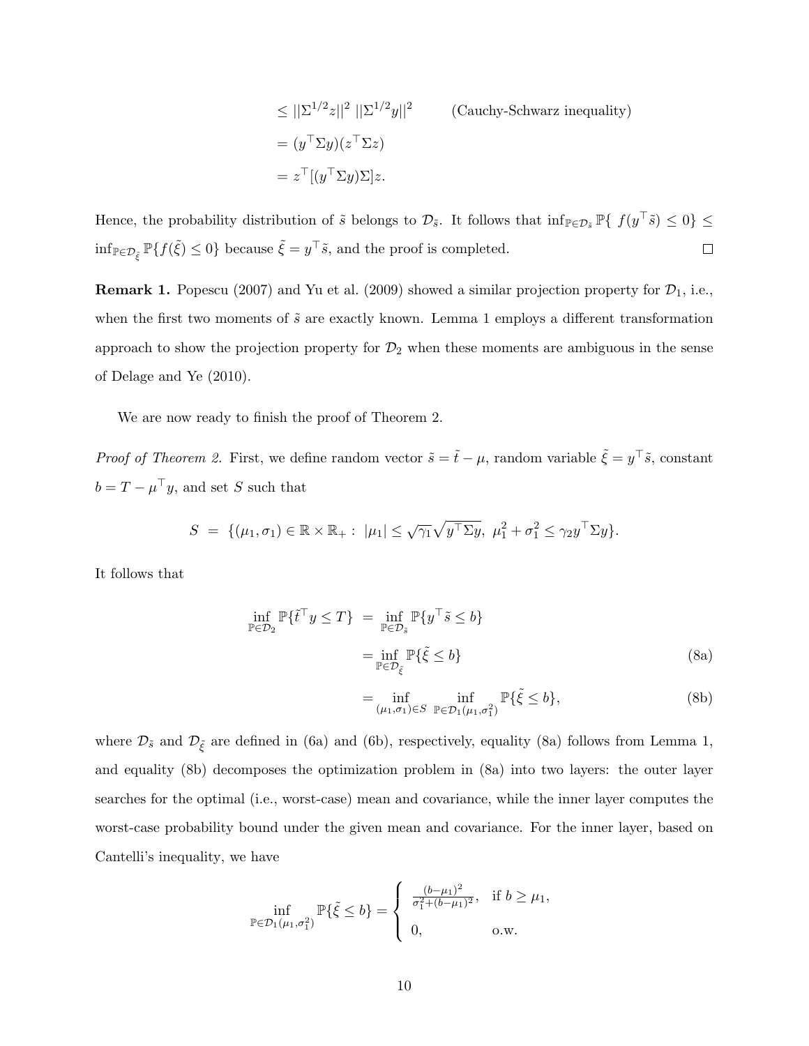$$
\begin{aligned}
&\leq ||\Sigma^{1/2}z||^2 \; ||\Sigma^{1/2}y||^2 \qquad \text{(Cauchy-Schwarz inequality)} \\
&= (y^\top \Sigma y)(z^\top \Sigma z) \\
&= z^\top [(y^\top \Sigma y)\Sigma] z.
\end{aligned}
$$

Hence, the probability distribution of $\tilde{s}$ belongs to $\mathcal{D}_{\tilde{s}}$. It follows that $\inf_{\mathbb{P}\in\mathcal{D}_{\tilde{s}}} \mathbb{P}\{\ f(y^\top \tilde{s}) \leq 0\} \leq \inf_{\mathbb{P}\in\mathcal{D}_{\tilde{\xi}}} \mathbb{P}\{f(\tilde{\xi}) \leq 0\}$ because $\tilde{\xi} = y^\top \tilde{s}$, and the proof is completed. □

**Remark 1.** Popescu (2007) and Yu et al. (2009) showed a similar projection property for $\mathcal{D}_1$, i.e., when the first two moments of $\tilde{s}$ are exactly known. Lemma 1 employs a different transformation approach to show the projection property for $\mathcal{D}_2$ when these moments are ambiguous in the sense of Delage and Ye (2010).

We are now ready to finish the proof of Theorem 2.

*Proof of Theorem 2.* First, we define random vector $\tilde{s} = \tilde{t} - \mu$, random variable $\tilde{\xi} = y^\top \tilde{s}$, constant $b = T - \mu^\top y$, and set $S$ such that

$$
S \;=\; \{(\mu_1, \sigma_1) \in \mathbb{R} \times \mathbb{R}_+ : \; |\mu_1| \leq \sqrt{\gamma_1}\sqrt{y^\top \Sigma y}, \; \mu_1^2 + \sigma_1^2 \leq \gamma_2 y^\top \Sigma y\}.
$$

It follows that

$$
\begin{aligned}
\inf_{\mathbb{P}\in\mathcal{D}_2} \mathbb{P}\{\tilde{t}^\top y \leq T\} &= \inf_{\mathbb{P}\in\mathcal{D}_{\tilde{s}}} \mathbb{P}\{y^\top \tilde{s} \leq b\} \\
&= \inf_{\mathbb{P}\in\mathcal{D}_{\tilde{\xi}}} \mathbb{P}\{\tilde{\xi} \leq b\} && \text{(8a)} \\
&= \inf_{(\mu_1,\sigma_1)\in S} \; \inf_{\mathbb{P}\in\mathcal{D}_1(\mu_1,\sigma_1^2)} \mathbb{P}\{\tilde{\xi} \leq b\}, && \text{(8b)}
\end{aligned}
$$

where $\mathcal{D}_{\tilde{s}}$ and $\mathcal{D}_{\tilde{\xi}}$ are defined in (6a) and (6b), respectively, equality (8a) follows from Lemma 1, and equality (8b) decomposes the optimization problem in (8a) into two layers: the outer layer searches for the optimal (i.e., worst-case) mean and covariance, while the inner layer computes the worst-case probability bound under the given mean and covariance. For the inner layer, based on Cantelli's inequality, we have

$$
\inf_{\mathbb{P}\in\mathcal{D}_1(\mu_1,\sigma_1^2)} \mathbb{P}\{\tilde{\xi} \leq b\} = \begin{cases} \frac{(b-\mu_1)^2}{\sigma_1^2 + (b-\mu_1)^2}, & \text{if } b \geq \mu_1, \\ 0, & \text{o.w.} \end{cases}
$$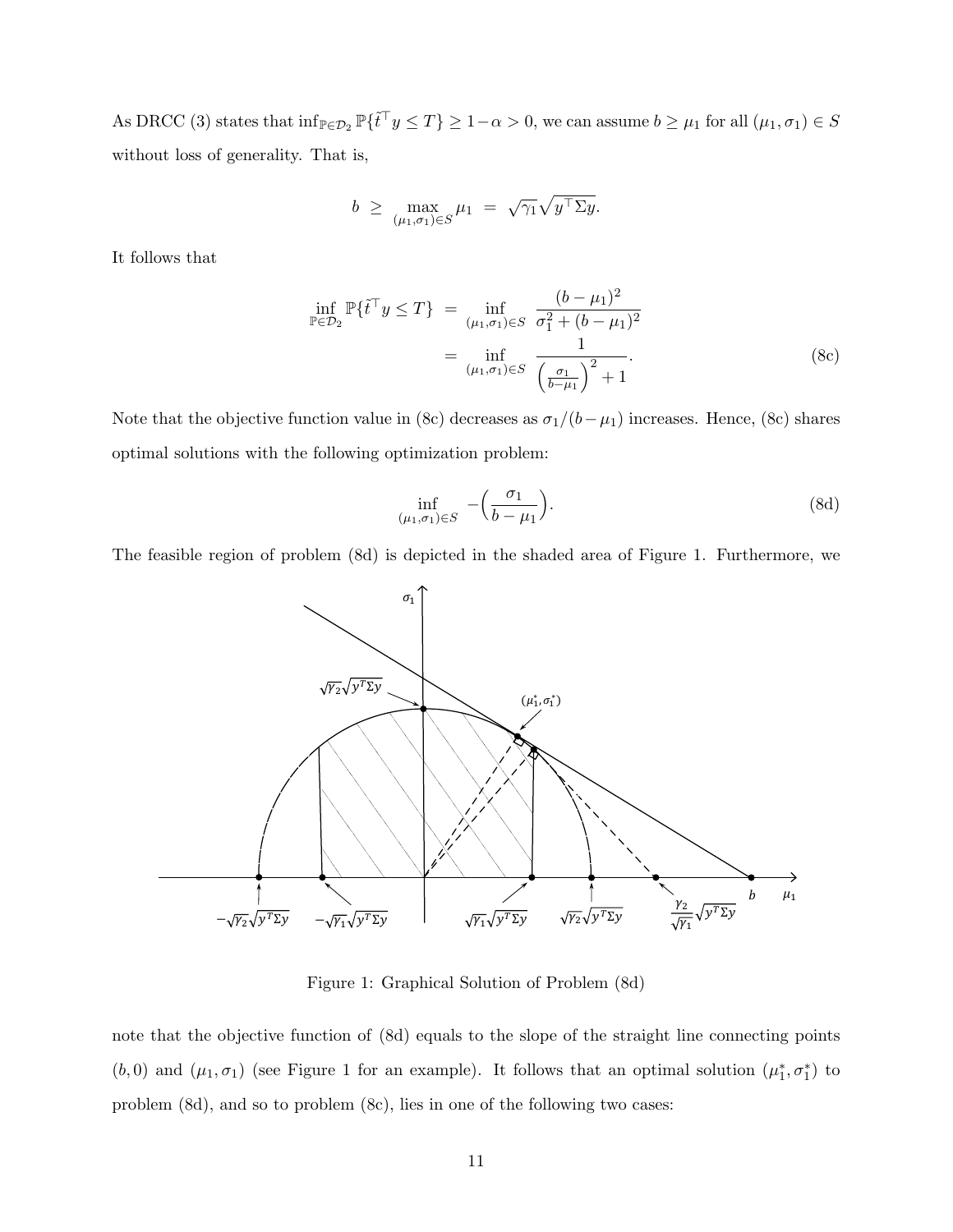As DRCC (3) states that $\inf_{\mathbb{P}\in\mathcal{D}_2}\mathbb{P}\{\tilde{t}^\top y \le T\} \ge 1-\alpha > 0$, we can assume $b \ge \mu_1$ for all $(\mu_1, \sigma_1) \in S$ without loss of generality. That is,

$$b \;\ge\; \max_{(\mu_1,\sigma_1)\in S} \mu_1 \;=\; \sqrt{\gamma_1}\sqrt{y^\top \Sigma y}.$$

It follows that

$$\begin{aligned}
\inf_{\mathbb{P}\in\mathcal{D}_2}\mathbb{P}\{\tilde{t}^\top y \le T\} &= \inf_{(\mu_1,\sigma_1)\in S} \frac{(b-\mu_1)^2}{\sigma_1^2 + (b-\mu_1)^2} \\
&= \inf_{(\mu_1,\sigma_1)\in S} \frac{1}{\left(\frac{\sigma_1}{b-\mu_1}\right)^2 + 1}.
\end{aligned} \tag{8c}$$

Note that the objective function value in (8c) decreases as $\sigma_1/(b-\mu_1)$ increases. Hence, (8c) shares optimal solutions with the following optimization problem:

$$\inf_{(\mu_1,\sigma_1)\in S} \; -\Big(\frac{\sigma_1}{b-\mu_1}\Big). \tag{8d}$$

The feasible region of problem (8d) is depicted in the shaded area of Figure 1. Furthermore, we

Figure 1: Graphical Solution of Problem (8d)

note that the objective function of (8d) equals to the slope of the straight line connecting points $(b, 0)$ and $(\mu_1, \sigma_1)$ (see Figure 1 for an example). It follows that an optimal solution $(\mu_1^*, \sigma_1^*)$ to problem (8d), and so to problem (8c), lies in one of the following two cases: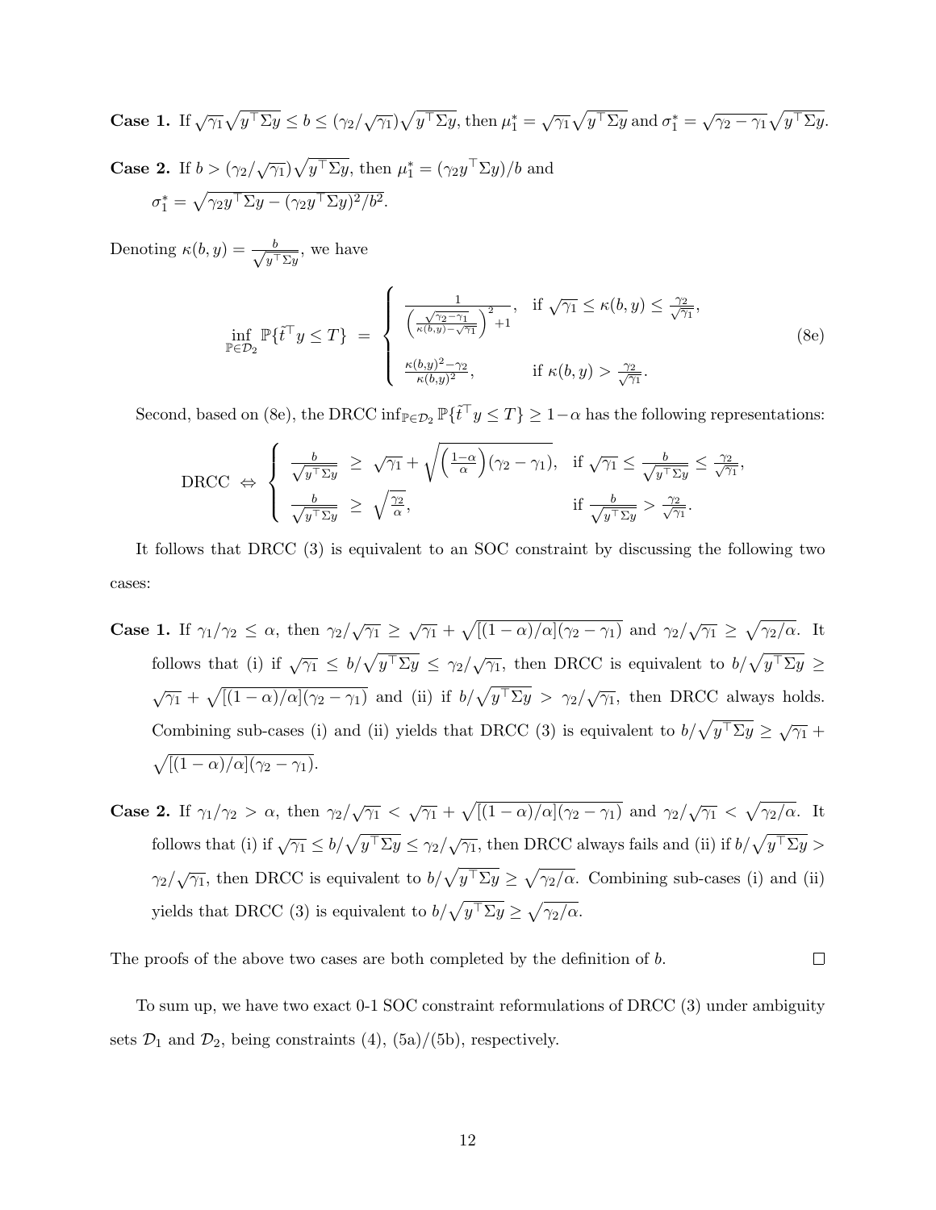**Case 1.** If $\sqrt{\gamma_1}\sqrt{y^\top \Sigma y} \le b \le (\gamma_2/\sqrt{\gamma_1})\sqrt{y^\top \Sigma y}$, then $\mu_1^* = \sqrt{\gamma_1}\sqrt{y^\top \Sigma y}$ and $\sigma_1^* = \sqrt{\gamma_2 - \gamma_1}\sqrt{y^\top \Sigma y}$.

**Case 2.** If $b > (\gamma_2/\sqrt{\gamma_1})\sqrt{y^\top \Sigma y}$, then $\mu_1^* = (\gamma_2 y^\top \Sigma y)/b$ and

$\sigma_1^* = \sqrt{\gamma_2 y^\top \Sigma y - (\gamma_2 y^\top \Sigma y)^2/b^2}$.

Denoting $\kappa(b, y) = \frac{b}{\sqrt{y^\top \Sigma y}}$, we have

$$
\inf_{\mathbb{P}\in\mathcal{D}_2} \mathbb{P}\{\tilde{t}^\top y \le T\} = \begin{cases} \dfrac{1}{\left(\frac{\sqrt{\gamma_2-\gamma_1}}{\kappa(b,y)-\sqrt{\gamma_1}}\right)^2 + 1}, & \text{if } \sqrt{\gamma_1} \le \kappa(b, y) \le \frac{\gamma_2}{\sqrt{\gamma_1}}, \\ \dfrac{\kappa(b,y)^2 - \gamma_2}{\kappa(b,y)^2}, & \text{if } \kappa(b, y) > \frac{\gamma_2}{\sqrt{\gamma_1}}. \end{cases} \tag{8e}
$$

Second, based on (8e), the DRCC $\inf_{\mathbb{P}\in\mathcal{D}_2} \mathbb{P}\{\tilde{t}^\top y \le T\} \ge 1-\alpha$ has the following representations:

$$
\text{DRCC} \Leftrightarrow \begin{cases} \frac{b}{\sqrt{y^\top \Sigma y}} \ \ge\ \sqrt{\gamma_1} + \sqrt{\left(\frac{1-\alpha}{\alpha}\right)(\gamma_2 - \gamma_1)}, & \text{if } \sqrt{\gamma_1} \le \frac{b}{\sqrt{y^\top \Sigma y}} \le \frac{\gamma_2}{\sqrt{\gamma_1}}, \\ \frac{b}{\sqrt{y^\top \Sigma y}} \ \ge\ \sqrt{\frac{\gamma_2}{\alpha}}, & \text{if } \frac{b}{\sqrt{y^\top \Sigma y}} > \frac{\gamma_2}{\sqrt{\gamma_1}}. \end{cases}
$$

It follows that DRCC (3) is equivalent to an SOC constraint by discussing the following two cases:

**Case 1.** If $\gamma_1/\gamma_2 \le \alpha$, then $\gamma_2/\sqrt{\gamma_1} \ge \sqrt{\gamma_1} + \sqrt{[(1-\alpha)/\alpha](\gamma_2 - \gamma_1)}$ and $\gamma_2/\sqrt{\gamma_1} \ge \sqrt{\gamma_2/\alpha}$. It follows that (i) if $\sqrt{\gamma_1} \le b/\sqrt{y^\top \Sigma y} \le \gamma_2/\sqrt{\gamma_1}$, then DRCC is equivalent to $b/\sqrt{y^\top \Sigma y} \ge \sqrt{\gamma_1} + \sqrt{[(1-\alpha)/\alpha](\gamma_2 - \gamma_1)}$ and (ii) if $b/\sqrt{y^\top \Sigma y} > \gamma_2/\sqrt{\gamma_1}$, then DRCC always holds. Combining sub-cases (i) and (ii) yields that DRCC (3) is equivalent to $b/\sqrt{y^\top \Sigma y} \ge \sqrt{\gamma_1} + \sqrt{[(1-\alpha)/\alpha](\gamma_2 - \gamma_1)}$.

**Case 2.** If $\gamma_1/\gamma_2 > \alpha$, then $\gamma_2/\sqrt{\gamma_1} < \sqrt{\gamma_1} + \sqrt{[(1-\alpha)/\alpha](\gamma_2 - \gamma_1)}$ and $\gamma_2/\sqrt{\gamma_1} < \sqrt{\gamma_2/\alpha}$. It follows that (i) if $\sqrt{\gamma_1} \le b/\sqrt{y^\top \Sigma y} \le \gamma_2/\sqrt{\gamma_1}$, then DRCC always fails and (ii) if $b/\sqrt{y^\top \Sigma y} > \gamma_2/\sqrt{\gamma_1}$, then DRCC is equivalent to $b/\sqrt{y^\top \Sigma y} \ge \sqrt{\gamma_2/\alpha}$. Combining sub-cases (i) and (ii) yields that DRCC (3) is equivalent to $b/\sqrt{y^\top \Sigma y} \ge \sqrt{\gamma_2/\alpha}$.

The proofs of the above two cases are both completed by the definition of $b$. □

To sum up, we have two exact 0-1 SOC constraint reformulations of DRCC (3) under ambiguity sets $\mathcal{D}_1$ and $\mathcal{D}_2$, being constraints (4), (5a)/(5b), respectively.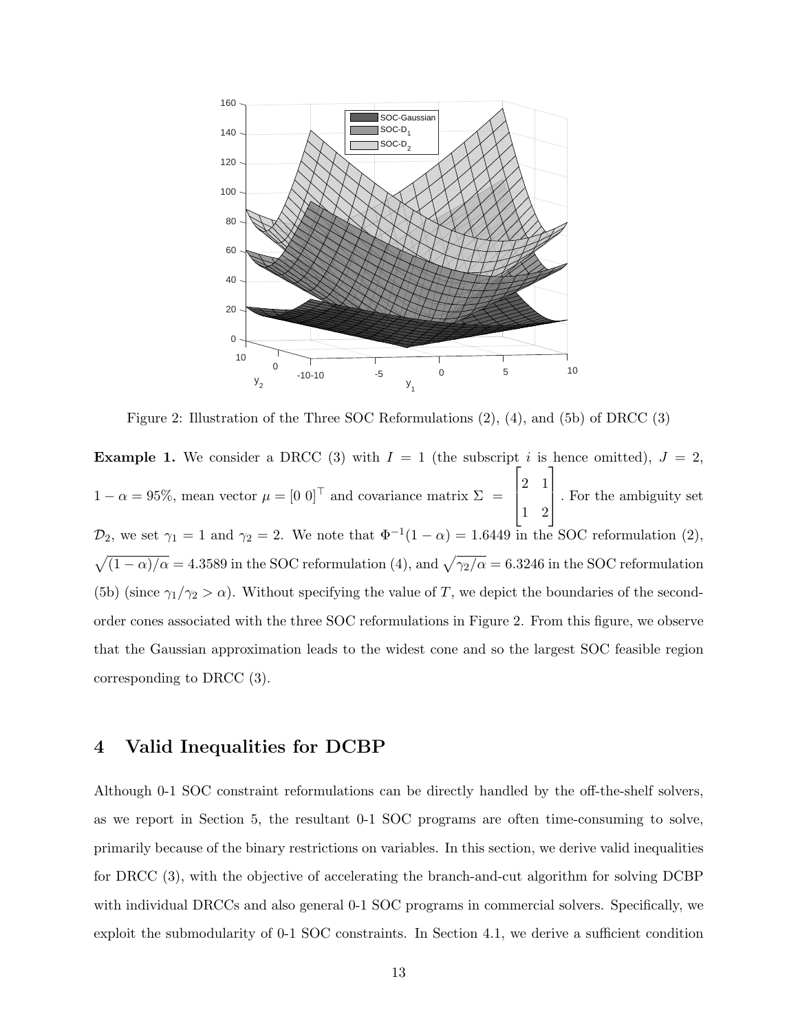Figure 2: Illustration of the Three SOC Reformulations (2), (4), and (5b) of DRCC (3)

**Example 1.** We consider a DRCC (3) with $I = 1$ (the subscript $i$ is hence omitted), $J = 2$, $1 - \alpha = 95\%$, mean vector $\mu = [0\ 0]^\top$ and covariance matrix $\Sigma = \begin{bmatrix} 2 & 1 \\ 1 & 2 \end{bmatrix}$. For the ambiguity set $\mathcal{D}_2$, we set $\gamma_1 = 1$ and $\gamma_2 = 2$. We note that $\Phi^{-1}(1 - \alpha) = 1.6449$ in the SOC reformulation (2), $\sqrt{(1 - \alpha)/\alpha} = 4.3589$ in the SOC reformulation (4), and $\sqrt{\gamma_2/\alpha} = 6.3246$ in the SOC reformulation (5b) (since $\gamma_1/\gamma_2 > \alpha$). Without specifying the value of $T$, we depict the boundaries of the second-order cones associated with the three SOC reformulations in Figure 2. From this figure, we observe that the Gaussian approximation leads to the widest cone and so the largest SOC feasible region corresponding to DRCC (3).

## 4 Valid Inequalities for DCBP

Although 0-1 SOC constraint reformulations can be directly handled by the off-the-shelf solvers, as we report in Section 5, the resultant 0-1 SOC programs are often time-consuming to solve, primarily because of the binary restrictions on variables. In this section, we derive valid inequalities for DRCC (3), with the objective of accelerating the branch-and-cut algorithm for solving DCBP with individual DRCCs and also general 0-1 SOC programs in commercial solvers. Specifically, we exploit the submodularity of 0-1 SOC constraints. In Section 4.1, we derive a sufficient condition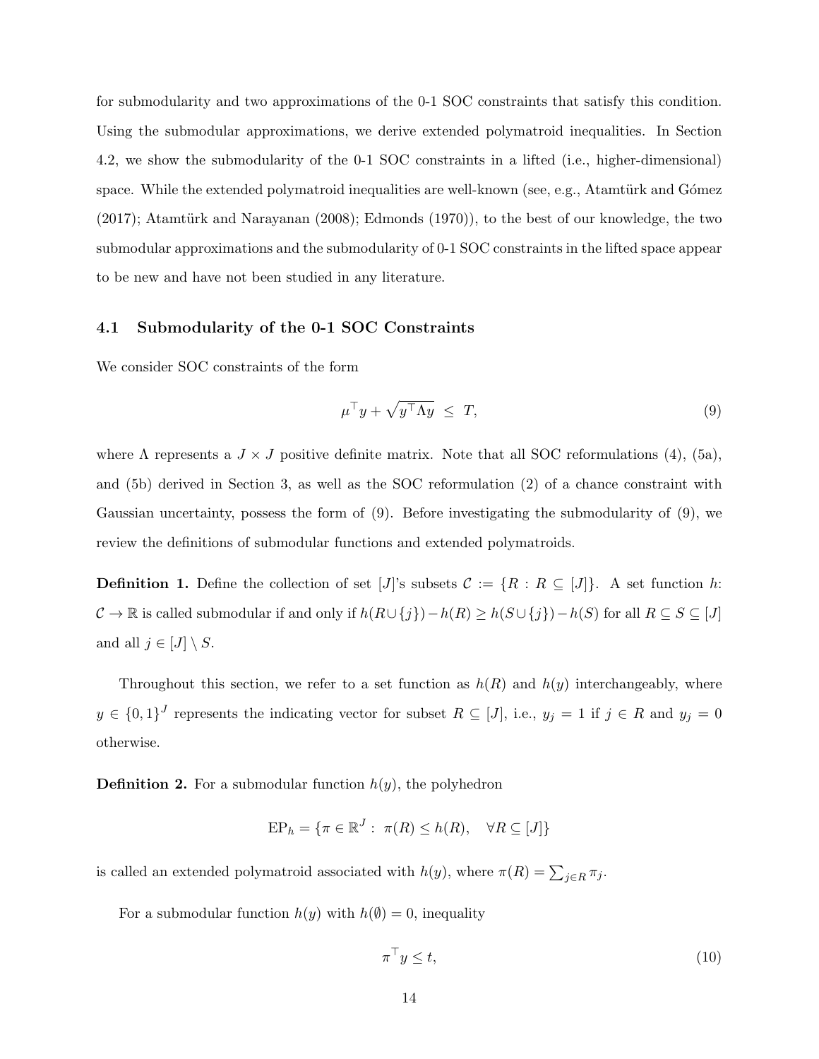for submodularity and two approximations of the 0-1 SOC constraints that satisfy this condition. Using the submodular approximations, we derive extended polymatroid inequalities. In Section 4.2, we show the submodularity of the 0-1 SOC constraints in a lifted (i.e., higher-dimensional) space. While the extended polymatroid inequalities are well-known (see, e.g., Atamtürk and Gómez (2017); Atamtürk and Narayanan (2008); Edmonds (1970)), to the best of our knowledge, the two submodular approximations and the submodularity of 0-1 SOC constraints in the lifted space appear to be new and have not been studied in any literature.

### 4.1 Submodularity of the 0-1 SOC Constraints

We consider SOC constraints of the form

$$\mu^\top y + \sqrt{y^\top \Lambda y} \ \leq \ T, \tag{9}$$

where $\Lambda$ represents a $J \times J$ positive definite matrix. Note that all SOC reformulations (4), (5a), and (5b) derived in Section 3, as well as the SOC reformulation (2) of a chance constraint with Gaussian uncertainty, possess the form of (9). Before investigating the submodularity of (9), we review the definitions of submodular functions and extended polymatroids.

**Definition 1.** Define the collection of set $[J]$'s subsets $\mathcal{C} := \{R : R \subseteq [J]\}$. A set function $h$: $\mathcal{C} \to \mathbb{R}$ is called submodular if and only if $h(R \cup \{j\}) - h(R) \geq h(S \cup \{j\}) - h(S)$ for all $R \subseteq S \subseteq [J]$ and all $j \in [J] \setminus S$.

Throughout this section, we refer to a set function as $h(R)$ and $h(y)$ interchangeably, where $y \in \{0, 1\}^J$ represents the indicating vector for subset $R \subseteq [J]$, i.e., $y_j = 1$ if $j \in R$ and $y_j = 0$ otherwise.

**Definition 2.** For a submodular function $h(y)$, the polyhedron

$$\text{EP}_h = \{\pi \in \mathbb{R}^J : \ \pi(R) \leq h(R), \quad \forall R \subseteq [J]\}$$

is called an extended polymatroid associated with $h(y)$, where $\pi(R) = \sum_{j \in R} \pi_j$.

For a submodular function $h(y)$ with $h(\emptyset) = 0$, inequality

$$\pi^\top y \leq t, \tag{10}$$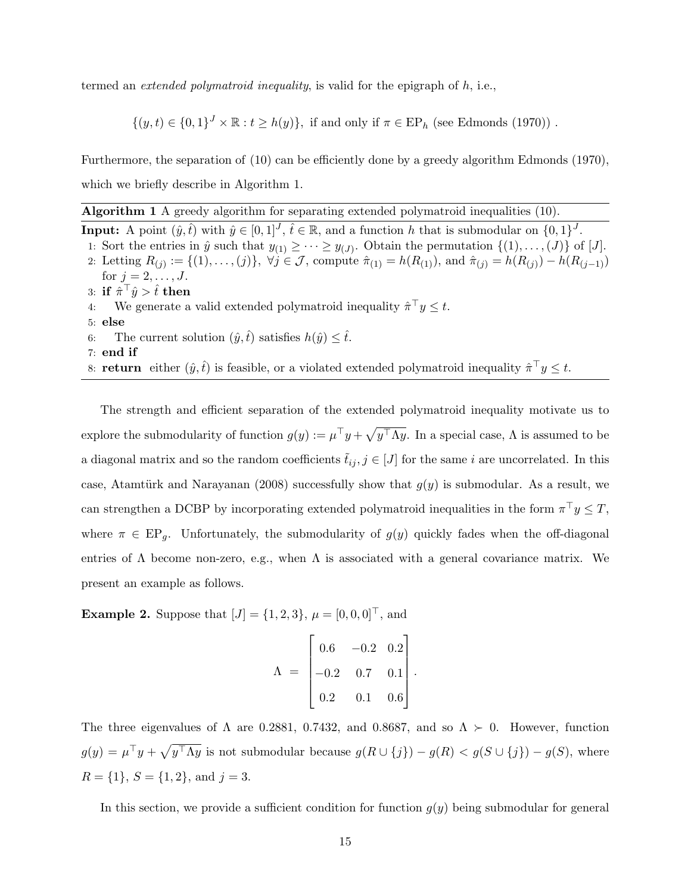termed an *extended polymatroid inequality*, is valid for the epigraph of $h$, i.e.,

$$\{(y,t) \in \{0,1\}^J \times \mathbb{R} : t \geq h(y)\}, \text{ if and only if } \pi \in \text{EP}_h \text{ (see Edmonds (1970))} .$$

Furthermore, the separation of (10) can be efficiently done by a greedy algorithm Edmonds (1970), which we briefly describe in Algorithm 1.

---

**Algorithm 1** A greedy algorithm for separating extended polymatroid inequalities (10).

---

**Input:** A point $(\hat{y}, \hat{t})$ with $\hat{y} \in [0,1]^J$, $\hat{t} \in \mathbb{R}$, and a function $h$ that is submodular on $\{0,1\}^J$.

1: Sort the entries in $\hat{y}$ such that $y_{(1)} \geq \cdots \geq y_{(J)}$. Obtain the permutation $\{(1), \ldots, (J)\}$ of $[J]$.
2: Letting $R_{(j)} := \{(1), \ldots, (j)\}$, $\forall j \in \mathcal{J}$, compute $\hat{\pi}_{(1)} = h(R_{(1)})$, and $\hat{\pi}_{(j)} = h(R_{(j)}) - h(R_{(j-1)})$ for $j = 2, \ldots, J$.
3: **if** $\hat{\pi}^\top \hat{y} > \hat{t}$ **then**
4: &nbsp;&nbsp;&nbsp;&nbsp;We generate a valid extended polymatroid inequality $\hat{\pi}^\top y \leq t$.
5: **else**
6: &nbsp;&nbsp;&nbsp;&nbsp;The current solution $(\hat{y}, \hat{t})$ satisfies $h(\hat{y}) \leq \hat{t}$.
7: **end if**
8: **return** either $(\hat{y}, \hat{t})$ is feasible, or a violated extended polymatroid inequality $\hat{\pi}^\top y \leq t$.

---

The strength and efficient separation of the extended polymatroid inequality motivate us to explore the submodularity of function $g(y) := \mu^\top y + \sqrt{y^\top \Lambda y}$. In a special case, $\Lambda$ is assumed to be a diagonal matrix and so the random coefficients $\tilde{t}_{ij}, j \in [J]$ for the same $i$ are uncorrelated. In this case, Atamtürk and Narayanan (2008) successfully show that $g(y)$ is submodular. As a result, we can strengthen a DCBP by incorporating extended polymatroid inequalities in the form $\pi^\top y \leq T$, where $\pi \in \text{EP}_g$. Unfortunately, the submodularity of $g(y)$ quickly fades when the off-diagonal entries of $\Lambda$ become non-zero, e.g., when $\Lambda$ is associated with a general covariance matrix. We present an example as follows.

**Example 2.** Suppose that $[J] = \{1, 2, 3\}$, $\mu = [0, 0, 0]^\top$, and

$$\Lambda = \begin{bmatrix} 0.6 & -0.2 & 0.2 \\ -0.2 & 0.7 & 0.1 \\ 0.2 & 0.1 & 0.6 \end{bmatrix}.$$

The three eigenvalues of $\Lambda$ are 0.2881, 0.7432, and 0.8687, and so $\Lambda \succ 0$. However, function $g(y) = \mu^\top y + \sqrt{y^\top \Lambda y}$ is not submodular because $g(R \cup \{j\}) - g(R) < g(S \cup \{j\}) - g(S)$, where $R = \{1\}$, $S = \{1, 2\}$, and $j = 3$.

In this section, we provide a sufficient condition for function $g(y)$ being submodular for general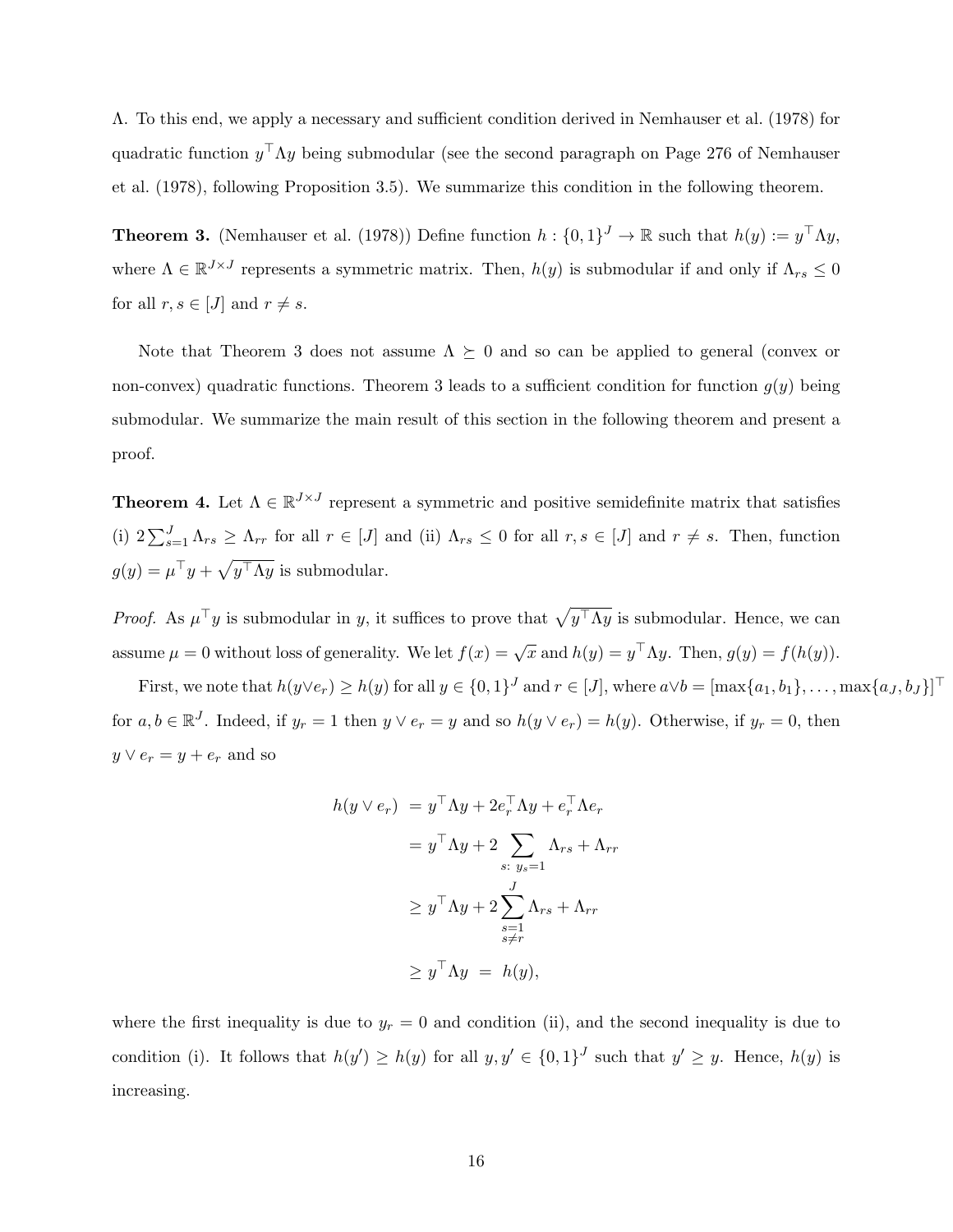$\Lambda$. To this end, we apply a necessary and sufficient condition derived in Nemhauser et al. (1978) for quadratic function $y^\top \Lambda y$ being submodular (see the second paragraph on Page 276 of Nemhauser et al. (1978), following Proposition 3.5). We summarize this condition in the following theorem.

**Theorem 3.** (Nemhauser et al. (1978)) Define function $h : \{0,1\}^J \to \mathbb{R}$ such that $h(y) := y^\top \Lambda y$, where $\Lambda \in \mathbb{R}^{J\times J}$ represents a symmetric matrix. Then, $h(y)$ is submodular if and only if $\Lambda_{rs} \leq 0$ for all $r, s \in [J]$ and $r \neq s$.

Note that Theorem 3 does not assume $\Lambda \succeq 0$ and so can be applied to general (convex or non-convex) quadratic functions. Theorem 3 leads to a sufficient condition for function $g(y)$ being submodular. We summarize the main result of this section in the following theorem and present a proof.

**Theorem 4.** Let $\Lambda \in \mathbb{R}^{J\times J}$ represent a symmetric and positive semidefinite matrix that satisfies (i) $2\sum_{s=1}^{J} \Lambda_{rs} \geq \Lambda_{rr}$ for all $r \in [J]$ and (ii) $\Lambda_{rs} \leq 0$ for all $r, s \in [J]$ and $r \neq s$. Then, function $g(y) = \mu^\top y + \sqrt{y^\top \Lambda y}$ is submodular.

*Proof.* As $\mu^\top y$ is submodular in $y$, it suffices to prove that $\sqrt{y^\top \Lambda y}$ is submodular. Hence, we can assume $\mu = 0$ without loss of generality. We let $f(x) = \sqrt{x}$ and $h(y) = y^\top \Lambda y$. Then, $g(y) = f(h(y))$.

First, we note that $h(y\vee e_r) \geq h(y)$ for all $y \in \{0,1\}^J$ and $r \in [J]$, where $a\vee b = [\max\{a_1, b_1\}, \ldots, \max\{a_J, b_J\}]^\top$ for $a, b \in \mathbb{R}^J$. Indeed, if $y_r = 1$ then $y \vee e_r = y$ and so $h(y \vee e_r) = h(y)$. Otherwise, if $y_r = 0$, then $y \vee e_r = y + e_r$ and so

$$
\begin{aligned}
h(y \vee e_r) &= y^\top \Lambda y + 2e_r^\top \Lambda y + e_r^\top \Lambda e_r \\
&= y^\top \Lambda y + 2\sum_{s:\ y_s=1} \Lambda_{rs} + \Lambda_{rr} \\
&\geq y^\top \Lambda y + 2\sum_{\substack{s=1 \\ s\neq r}}^{J} \Lambda_{rs} + \Lambda_{rr} \\
&\geq y^\top \Lambda y \ = \ h(y),
\end{aligned}
$$

where the first inequality is due to $y_r = 0$ and condition (ii), and the second inequality is due to condition (i). It follows that $h(y') \geq h(y)$ for all $y, y' \in \{0,1\}^J$ such that $y' \geq y$. Hence, $h(y)$ is increasing.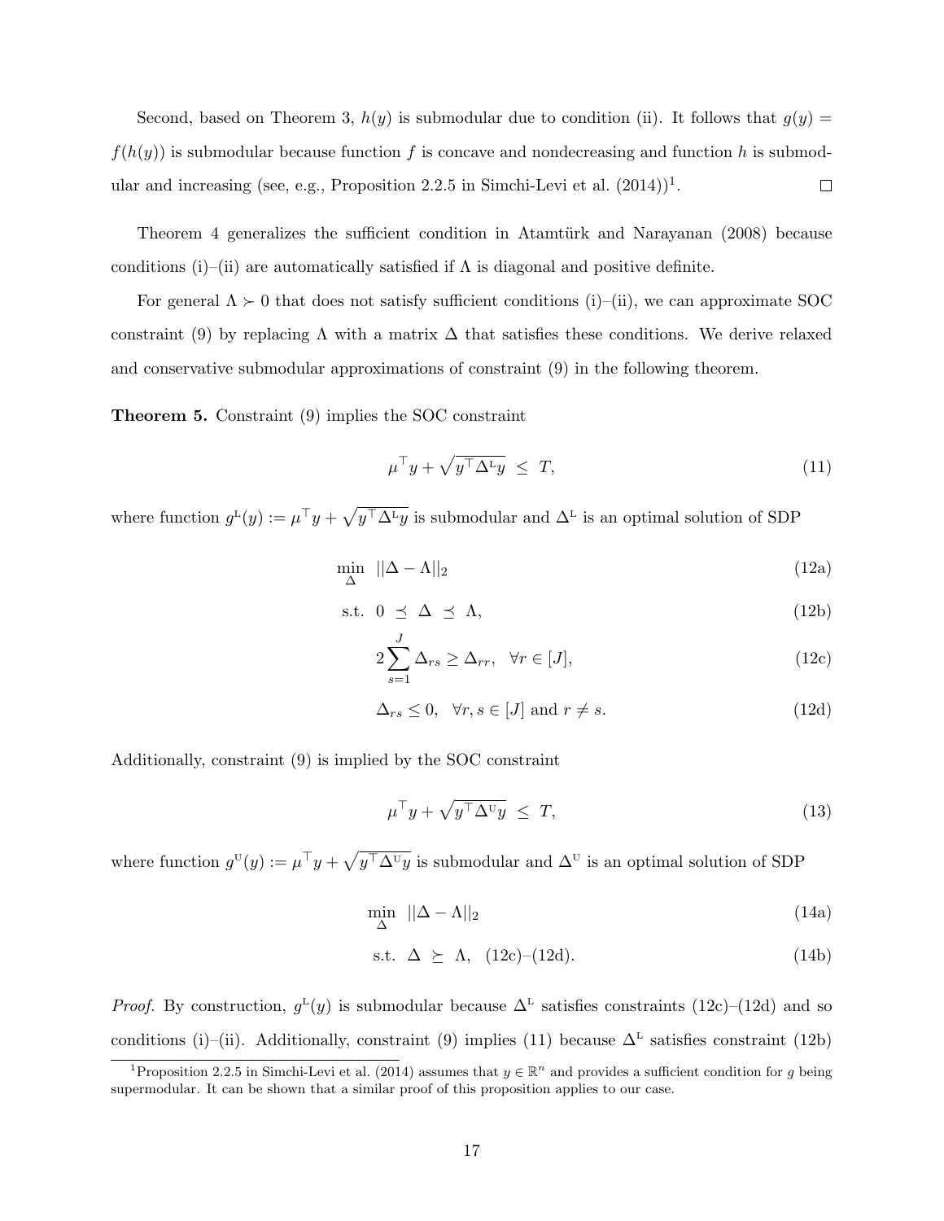Second, based on Theorem 3, $h(y)$ is submodular due to condition (ii). It follows that $g(y) = f(h(y))$ is submodular because function $f$ is concave and nondecreasing and function $h$ is submodular and increasing (see, e.g., Proposition 2.2.5 in Simchi-Levi et al. (2014))[1]. $\square$

Theorem 4 generalizes the sufficient condition in Atamtürk and Narayanan (2008) because conditions (i)–(ii) are automatically satisfied if $\Lambda$ is diagonal and positive definite.

For general $\Lambda \succ 0$ that does not satisfy sufficient conditions (i)–(ii), we can approximate SOC constraint (9) by replacing $\Lambda$ with a matrix $\Delta$ that satisfies these conditions. We derive relaxed and conservative submodular approximations of constraint (9) in the following theorem.

**Theorem 5.** Constraint (9) implies the SOC constraint

$$\mu^\top y + \sqrt{y^\top \Delta^{\mathrm{L}} y} \ \leq \ T, \tag{11}$$

where function $g^{\mathrm{L}}(y) := \mu^\top y + \sqrt{y^\top \Delta^{\mathrm{L}} y}$ is submodular and $\Delta^{\mathrm{L}}$ is an optimal solution of SDP

$$\min_{\Delta} \ \ ||\Delta - \Lambda||_2 \tag{12a}$$

$$\text{s.t.} \ \ 0 \ \preceq \ \Delta \ \preceq \ \Lambda, \tag{12b}$$

$$2\sum_{s=1}^{J} \Delta_{rs} \geq \Delta_{rr}, \quad \forall r \in [J], \tag{12c}$$

$$\Delta_{rs} \leq 0, \quad \forall r, s \in [J] \text{ and } r \neq s. \tag{12d}$$

Additionally, constraint (9) is implied by the SOC constraint

$$\mu^\top y + \sqrt{y^\top \Delta^{\mathrm{U}} y} \ \leq \ T, \tag{13}$$

where function $g^{\mathrm{U}}(y) := \mu^\top y + \sqrt{y^\top \Delta^{\mathrm{U}} y}$ is submodular and $\Delta^{\mathrm{U}}$ is an optimal solution of SDP

$$\min_{\Delta} \ \ ||\Delta - \Lambda||_2 \tag{14a}$$

$$\text{s.t.} \ \ \Delta \ \succeq \ \Lambda, \ \ \text{(12c)–(12d)}. \tag{14b}$$

*Proof.* By construction, $g^{\mathrm{L}}(y)$ is submodular because $\Delta^{\mathrm{L}}$ satisfies constraints (12c)–(12d) and so conditions (i)–(ii). Additionally, constraint (9) implies (11) because $\Delta^{\mathrm{L}}$ satisfies constraint (12b)

---

[1] Proposition 2.2.5 in Simchi-Levi et al. (2014) assumes that $y \in \mathbb{R}^n$ and provides a sufficient condition for $g$ being supermodular. It can be shown that a similar proof of this proposition applies to our case.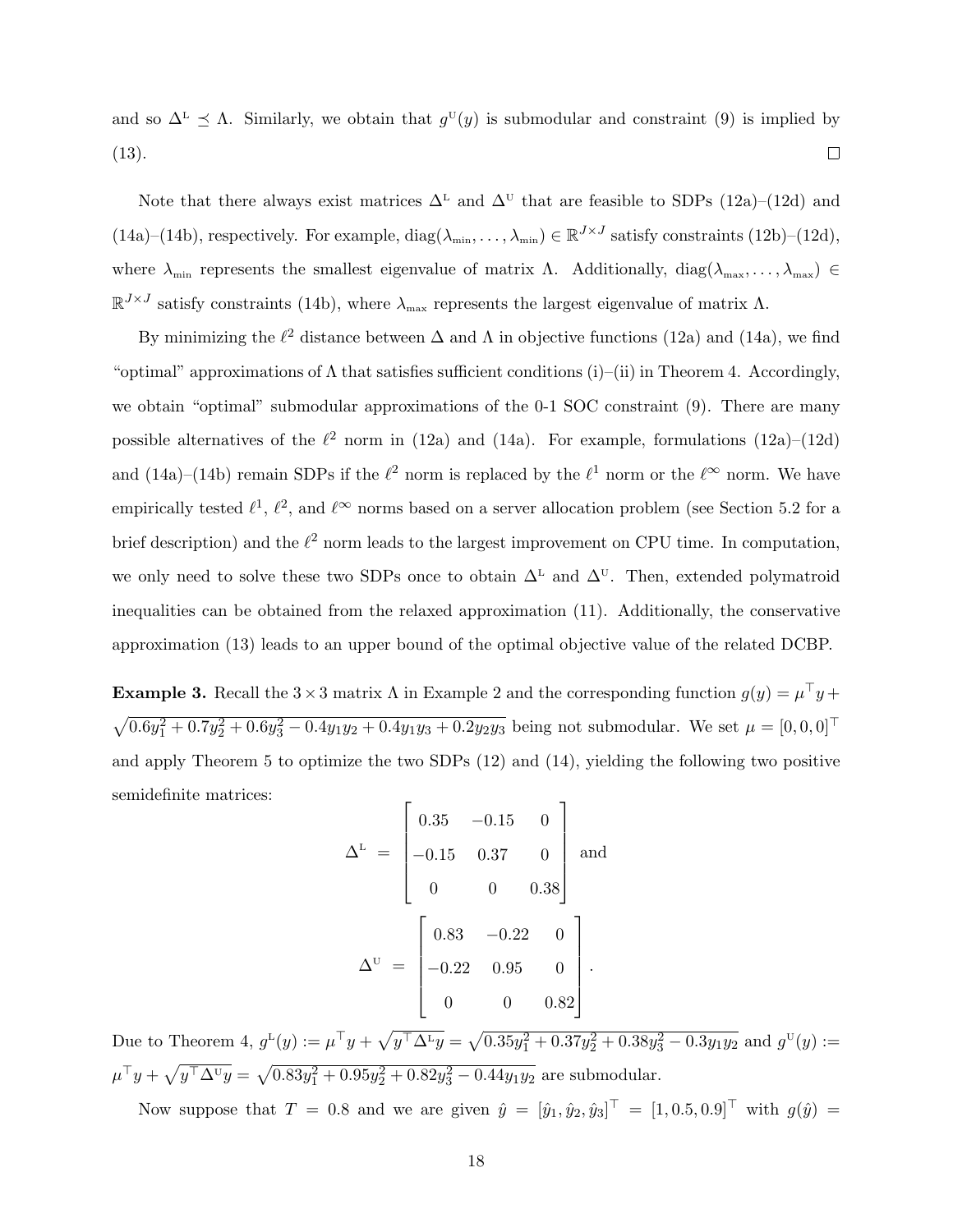and so $\Delta^{\text{L}} \preceq \Lambda$. Similarly, we obtain that $g^{\text{U}}(y)$ is submodular and constraint (9) is implied by (13). $\square$

Note that there always exist matrices $\Delta^{\text{L}}$ and $\Delta^{\text{U}}$ that are feasible to SDPs (12a)–(12d) and (14a)–(14b), respectively. For example, $\text{diag}(\lambda_{\min}, \ldots, \lambda_{\min}) \in \mathbb{R}^{J \times J}$ satisfy constraints (12b)–(12d), where $\lambda_{\min}$ represents the smallest eigenvalue of matrix $\Lambda$. Additionally, $\text{diag}(\lambda_{\max}, \ldots, \lambda_{\max}) \in \mathbb{R}^{J \times J}$ satisfy constraints (14b), where $\lambda_{\max}$ represents the largest eigenvalue of matrix $\Lambda$.

By minimizing the $\ell^2$ distance between $\Delta$ and $\Lambda$ in objective functions (12a) and (14a), we find "optimal" approximations of $\Lambda$ that satisfies sufficient conditions (i)–(ii) in Theorem 4. Accordingly, we obtain "optimal" submodular approximations of the 0-1 SOC constraint (9). There are many possible alternatives of the $\ell^2$ norm in (12a) and (14a). For example, formulations (12a)–(12d) and (14a)–(14b) remain SDPs if the $\ell^2$ norm is replaced by the $\ell^1$ norm or the $\ell^\infty$ norm. We have empirically tested $\ell^1$, $\ell^2$, and $\ell^\infty$ norms based on a server allocation problem (see Section 5.2 for a brief description) and the $\ell^2$ norm leads to the largest improvement on CPU time. In computation, we only need to solve these two SDPs once to obtain $\Delta^{\text{L}}$ and $\Delta^{\text{U}}$. Then, extended polymatroid inequalities can be obtained from the relaxed approximation (11). Additionally, the conservative approximation (13) leads to an upper bound of the optimal objective value of the related DCBP.

**Example 3.** Recall the $3 \times 3$ matrix $\Lambda$ in Example 2 and the corresponding function $g(y) = \mu^\top y + \sqrt{0.6y_1^2 + 0.7y_2^2 + 0.6y_3^2 - 0.4y_1y_2 + 0.4y_1y_3 + 0.2y_2y_3}$ being not submodular. We set $\mu = [0, 0, 0]^\top$ and apply Theorem 5 to optimize the two SDPs (12) and (14), yielding the following two positive semidefinite matrices:

$$\Delta^{\text{L}} = \begin{bmatrix} 0.35 & -0.15 & 0 \\ -0.15 & 0.37 & 0 \\ 0 & 0 & 0.38 \end{bmatrix} \text{ and}$$

$$\Delta^{\text{U}} = \begin{bmatrix} 0.83 & -0.22 & 0 \\ -0.22 & 0.95 & 0 \\ 0 & 0 & 0.82 \end{bmatrix}.$$

Due to Theorem 4, $g^{\text{L}}(y) := \mu^\top y + \sqrt{y^\top \Delta^{\text{L}} y} = \sqrt{0.35y_1^2 + 0.37y_2^2 + 0.38y_3^2 - 0.3y_1y_2}$ and $g^{\text{U}}(y) := \mu^\top y + \sqrt{y^\top \Delta^{\text{U}} y} = \sqrt{0.83y_1^2 + 0.95y_2^2 + 0.82y_3^2 - 0.44y_1y_2}$ are submodular.

Now suppose that $T = 0.8$ and we are given $\hat{y} = [\hat{y}_1, \hat{y}_2, \hat{y}_3]^\top = [1, 0.5, 0.9]^\top$ with $g(\hat{y}) =$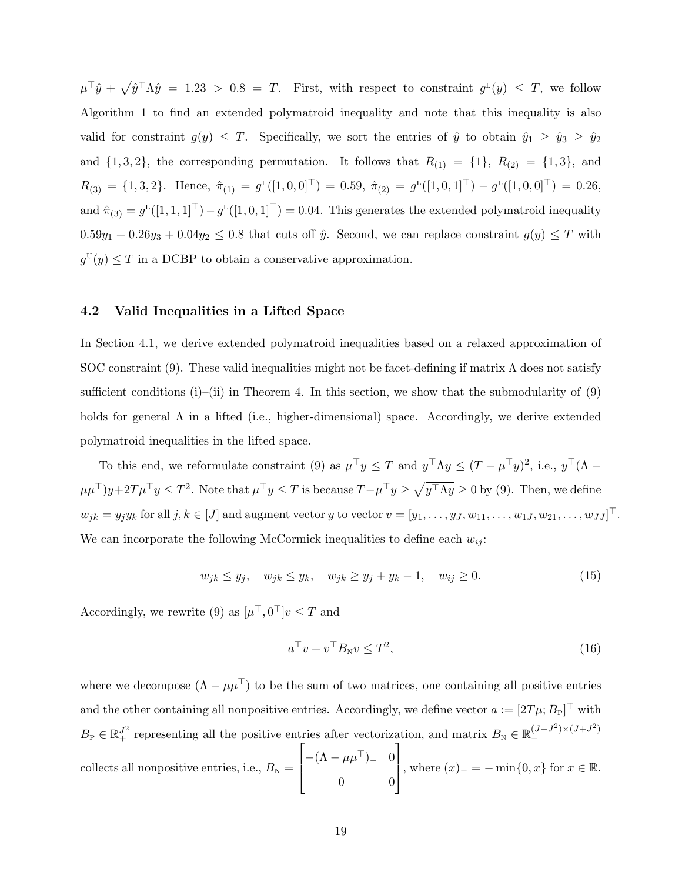$\mu^\top \hat{y} + \sqrt{\hat{y}^\top \Lambda \hat{y}} = 1.23 > 0.8 = T$. First, with respect to constraint $g^{\mathrm{L}}(y) \leq T$, we follow Algorithm 1 to find an extended polymatroid inequality and note that this inequality is also valid for constraint $g(y) \leq T$. Specifically, we sort the entries of $\hat{y}$ to obtain $\hat{y}_1 \geq \hat{y}_3 \geq \hat{y}_2$ and $\{1, 3, 2\}$, the corresponding permutation. It follows that $R_{(1)} = \{1\}$, $R_{(2)} = \{1, 3\}$, and $R_{(3)} = \{1, 3, 2\}$. Hence, $\hat{\pi}_{(1)} = g^{\mathrm{L}}([1, 0, 0]^\top) = 0.59$, $\hat{\pi}_{(2)} = g^{\mathrm{L}}([1, 0, 1]^\top) - g^{\mathrm{L}}([1, 0, 0]^\top) = 0.26$, and $\hat{\pi}_{(3)} = g^{\mathrm{L}}([1, 1, 1]^\top) - g^{\mathrm{L}}([1, 0, 1]^\top) = 0.04$. This generates the extended polymatroid inequality $0.59y_1 + 0.26y_3 + 0.04y_2 \leq 0.8$ that cuts off $\hat{y}$. Second, we can replace constraint $g(y) \leq T$ with $g^{\mathrm{U}}(y) \leq T$ in a DCBP to obtain a conservative approximation.

### 4.2 Valid Inequalities in a Lifted Space

In Section 4.1, we derive extended polymatroid inequalities based on a relaxed approximation of SOC constraint (9). These valid inequalities might not be facet-defining if matrix $\Lambda$ does not satisfy sufficient conditions (i)–(ii) in Theorem 4. In this section, we show that the submodularity of (9) holds for general $\Lambda$ in a lifted (i.e., higher-dimensional) space. Accordingly, we derive extended polymatroid inequalities in the lifted space.

To this end, we reformulate constraint (9) as $\mu^\top y \leq T$ and $y^\top \Lambda y \leq (T - \mu^\top y)^2$, i.e., $y^\top (\Lambda - \mu\mu^\top) y + 2T\mu^\top y \leq T^2$. Note that $\mu^\top y \leq T$ is because $T - \mu^\top y \geq \sqrt{y^\top \Lambda y} \geq 0$ by (9). Then, we define $w_{jk} = y_j y_k$ for all $j, k \in [J]$ and augment vector $y$ to vector $v = [y_1, \ldots, y_J, w_{11}, \ldots, w_{1J}, w_{21}, \ldots, w_{JJ}]^\top$. We can incorporate the following McCormick inequalities to define each $w_{ij}$:

$$w_{jk} \leq y_j, \quad w_{jk} \leq y_k, \quad w_{jk} \geq y_j + y_k - 1, \quad w_{ij} \geq 0. \tag{15}$$

Accordingly, we rewrite (9) as $[\mu^\top, 0^\top] v \leq T$ and

$$a^\top v + v^\top B_{\mathrm{N}} v \leq T^2, \tag{16}$$

where we decompose $(\Lambda - \mu\mu^\top)$ to be the sum of two matrices, one containing all positive entries and the other containing all nonpositive entries. Accordingly, we define vector $a := [2T\mu; B_{\mathrm{P}}]^\top$ with $B_{\mathrm{P}} \in \mathbb{R}_+^{J^2}$ representing all the positive entries after vectorization, and matrix $B_{\mathrm{N}} \in \mathbb{R}_-^{(J+J^2)\times(J+J^2)}$ collects all nonpositive entries, i.e., $B_{\mathrm{N}} = \begin{bmatrix} -(\Lambda - \mu\mu^\top)_- & 0 \\ 0 & 0 \end{bmatrix}$, where $(x)_- = -\min\{0, x\}$ for $x \in \mathbb{R}$.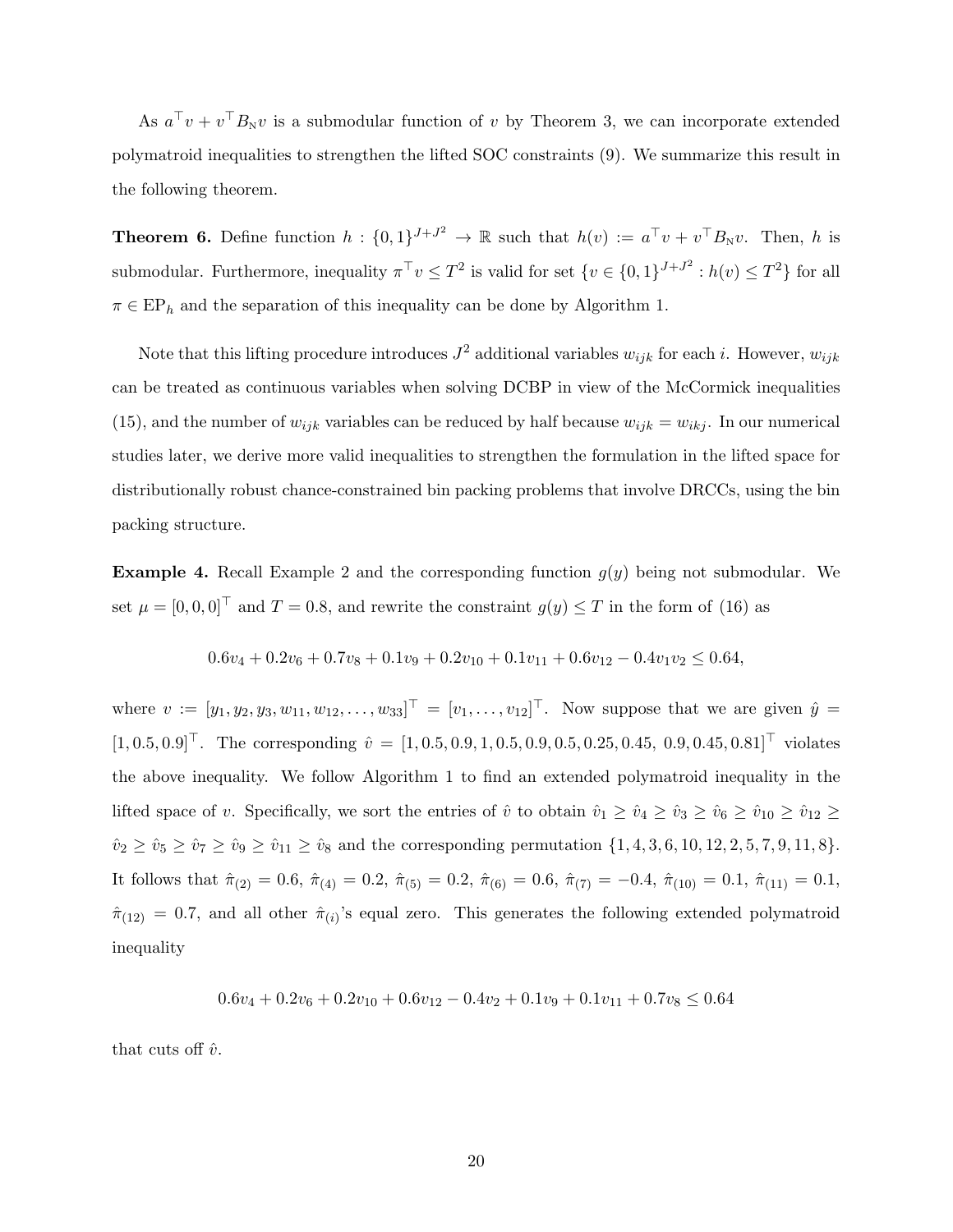As $a^\top v + v^\top B_{\text{N}} v$ is a submodular function of $v$ by Theorem 3, we can incorporate extended polymatroid inequalities to strengthen the lifted SOC constraints (9). We summarize this result in the following theorem.

**Theorem 6.** Define function $h : \{0,1\}^{J+J^2} \to \mathbb{R}$ such that $h(v) := a^\top v + v^\top B_{\text{N}} v$. Then, $h$ is submodular. Furthermore, inequality $\pi^\top v \leq T^2$ is valid for set $\{v \in \{0,1\}^{J+J^2} : h(v) \leq T^2\}$ for all $\pi \in \text{EP}_h$ and the separation of this inequality can be done by Algorithm 1.

Note that this lifting procedure introduces $J^2$ additional variables $w_{ijk}$ for each $i$. However, $w_{ijk}$ can be treated as continuous variables when solving DCBP in view of the McCormick inequalities (15), and the number of $w_{ijk}$ variables can be reduced by half because $w_{ijk} = w_{ikj}$. In our numerical studies later, we derive more valid inequalities to strengthen the formulation in the lifted space for distributionally robust chance-constrained bin packing problems that involve DRCCs, using the bin packing structure.

**Example 4.** Recall Example 2 and the corresponding function $g(y)$ being not submodular. We set $\mu = [0,0,0]^\top$ and $T = 0.8$, and rewrite the constraint $g(y) \leq T$ in the form of (16) as

$$0.6v_4 + 0.2v_6 + 0.7v_8 + 0.1v_9 + 0.2v_{10} + 0.1v_{11} + 0.6v_{12} - 0.4v_1 v_2 \leq 0.64,$$

where $v := [y_1, y_2, y_3, w_{11}, w_{12}, \ldots, w_{33}]^\top = [v_1, \ldots, v_{12}]^\top$. Now suppose that we are given $\hat{y} = [1, 0.5, 0.9]^\top$. The corresponding $\hat{v} = [1, 0.5, 0.9, 1, 0.5, 0.9, 0.5, 0.25, 0.45,\ 0.9, 0.45, 0.81]^\top$ violates the above inequality. We follow Algorithm 1 to find an extended polymatroid inequality in the lifted space of $v$. Specifically, we sort the entries of $\hat{v}$ to obtain $\hat{v}_1 \geq \hat{v}_4 \geq \hat{v}_3 \geq \hat{v}_6 \geq \hat{v}_{10} \geq \hat{v}_{12} \geq \hat{v}_2 \geq \hat{v}_5 \geq \hat{v}_7 \geq \hat{v}_9 \geq \hat{v}_{11} \geq \hat{v}_8$ and the corresponding permutation $\{1, 4, 3, 6, 10, 12, 2, 5, 7, 9, 11, 8\}$. It follows that $\hat{\pi}_{(2)} = 0.6$, $\hat{\pi}_{(4)} = 0.2$, $\hat{\pi}_{(5)} = 0.2$, $\hat{\pi}_{(6)} = 0.6$, $\hat{\pi}_{(7)} = -0.4$, $\hat{\pi}_{(10)} = 0.1$, $\hat{\pi}_{(11)} = 0.1$, $\hat{\pi}_{(12)} = 0.7$, and all other $\hat{\pi}_{(i)}$'s equal zero. This generates the following extended polymatroid inequality

$$0.6v_4 + 0.2v_6 + 0.2v_{10} + 0.6v_{12} - 0.4v_2 + 0.1v_9 + 0.1v_{11} + 0.7v_8 \leq 0.64$$

that cuts off $\hat{v}$.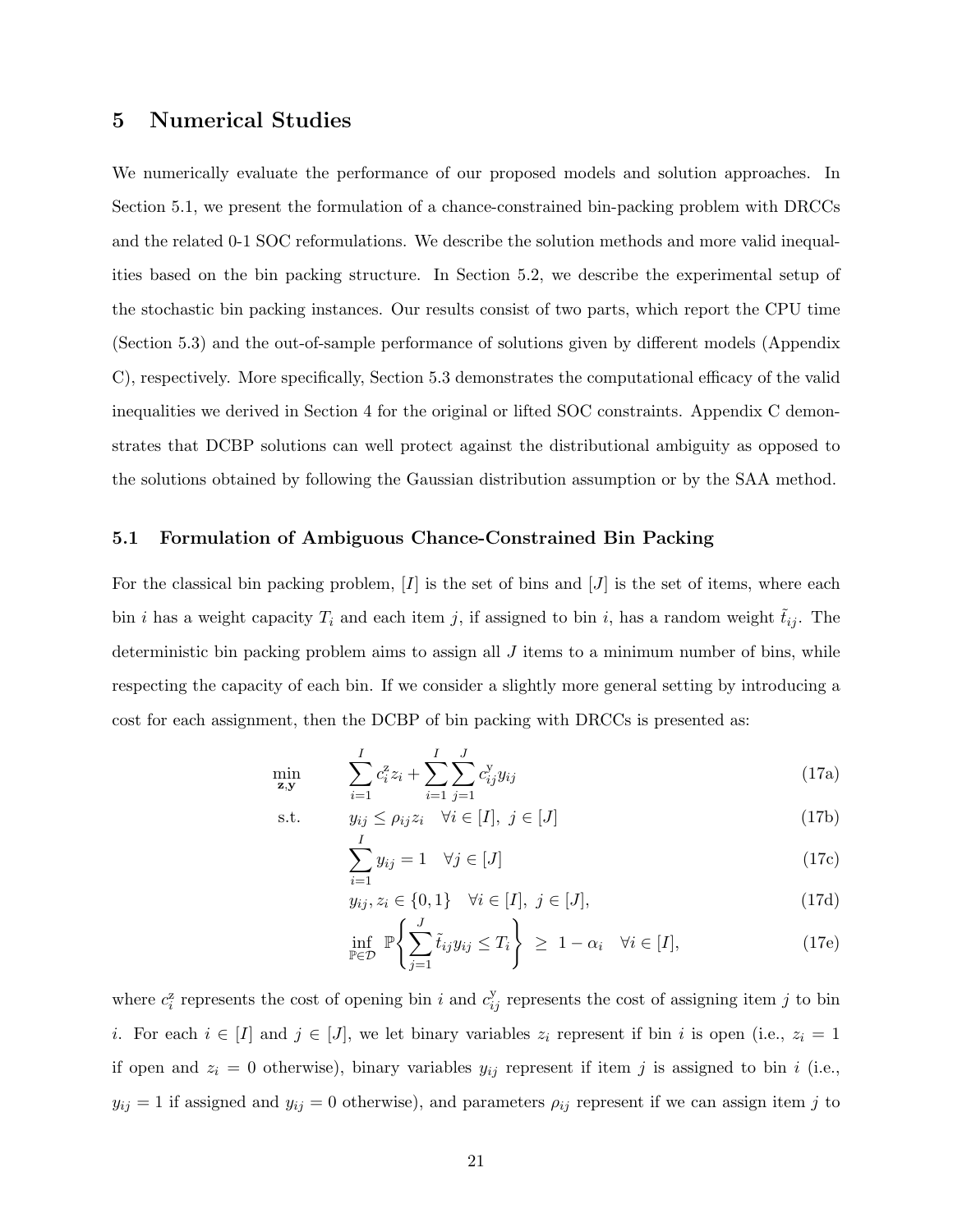## 5 Numerical Studies

We numerically evaluate the performance of our proposed models and solution approaches. In Section 5.1, we present the formulation of a chance-constrained bin-packing problem with DRCCs and the related 0-1 SOC reformulations. We describe the solution methods and more valid inequalities based on the bin packing structure. In Section 5.2, we describe the experimental setup of the stochastic bin packing instances. Our results consist of two parts, which report the CPU time (Section 5.3) and the out-of-sample performance of solutions given by different models (Appendix C), respectively. More specifically, Section 5.3 demonstrates the computational efficacy of the valid inequalities we derived in Section 4 for the original or lifted SOC constraints. Appendix C demonstrates that DCBP solutions can well protect against the distributional ambiguity as opposed to the solutions obtained by following the Gaussian distribution assumption or by the SAA method.

### 5.1 Formulation of Ambiguous Chance-Constrained Bin Packing

For the classical bin packing problem, $[I]$ is the set of bins and $[J]$ is the set of items, where each bin $i$ has a weight capacity $T_i$ and each item $j$, if assigned to bin $i$, has a random weight $\tilde{t}_{ij}$. The deterministic bin packing problem aims to assign all $J$ items to a minimum number of bins, while respecting the capacity of each bin. If we consider a slightly more general setting by introducing a cost for each assignment, then the DCBP of bin packing with DRCCs is presented as:

$$
\begin{aligned}
\min_{\mathbf{z},\mathbf{y}} \quad & \sum_{i=1}^{I} c_i^{\mathrm{z}} z_i + \sum_{i=1}^{I}\sum_{j=1}^{J} c_{ij}^{\mathrm{y}} y_{ij} && \text{(17a)}\\
\text{s.t.} \quad & y_{ij} \le \rho_{ij} z_i \quad \forall i \in [I],\ j \in [J] && \text{(17b)}\\
& \sum_{i=1}^{I} y_{ij} = 1 \quad \forall j \in [J] && \text{(17c)}\\
& y_{ij}, z_i \in \{0,1\} \quad \forall i \in [I],\ j \in [J], && \text{(17d)}\\
& \inf_{\mathbb{P}\in\mathcal{D}} \mathbb{P}\left\{ \sum_{j=1}^{J} \tilde{t}_{ij} y_{ij} \le T_i \right\} \ \ge\ 1 - \alpha_i \quad \forall i \in [I], && \text{(17e)}
\end{aligned}
$$

where $c_i^{\mathrm{z}}$ represents the cost of opening bin $i$ and $c_{ij}^{\mathrm{y}}$ represents the cost of assigning item $j$ to bin $i$. For each $i \in [I]$ and $j \in [J]$, we let binary variables $z_i$ represent if bin $i$ is open (i.e., $z_i = 1$ if open and $z_i = 0$ otherwise), binary variables $y_{ij}$ represent if item $j$ is assigned to bin $i$ (i.e., $y_{ij} = 1$ if assigned and $y_{ij} = 0$ otherwise), and parameters $\rho_{ij}$ represent if we can assign item $j$ to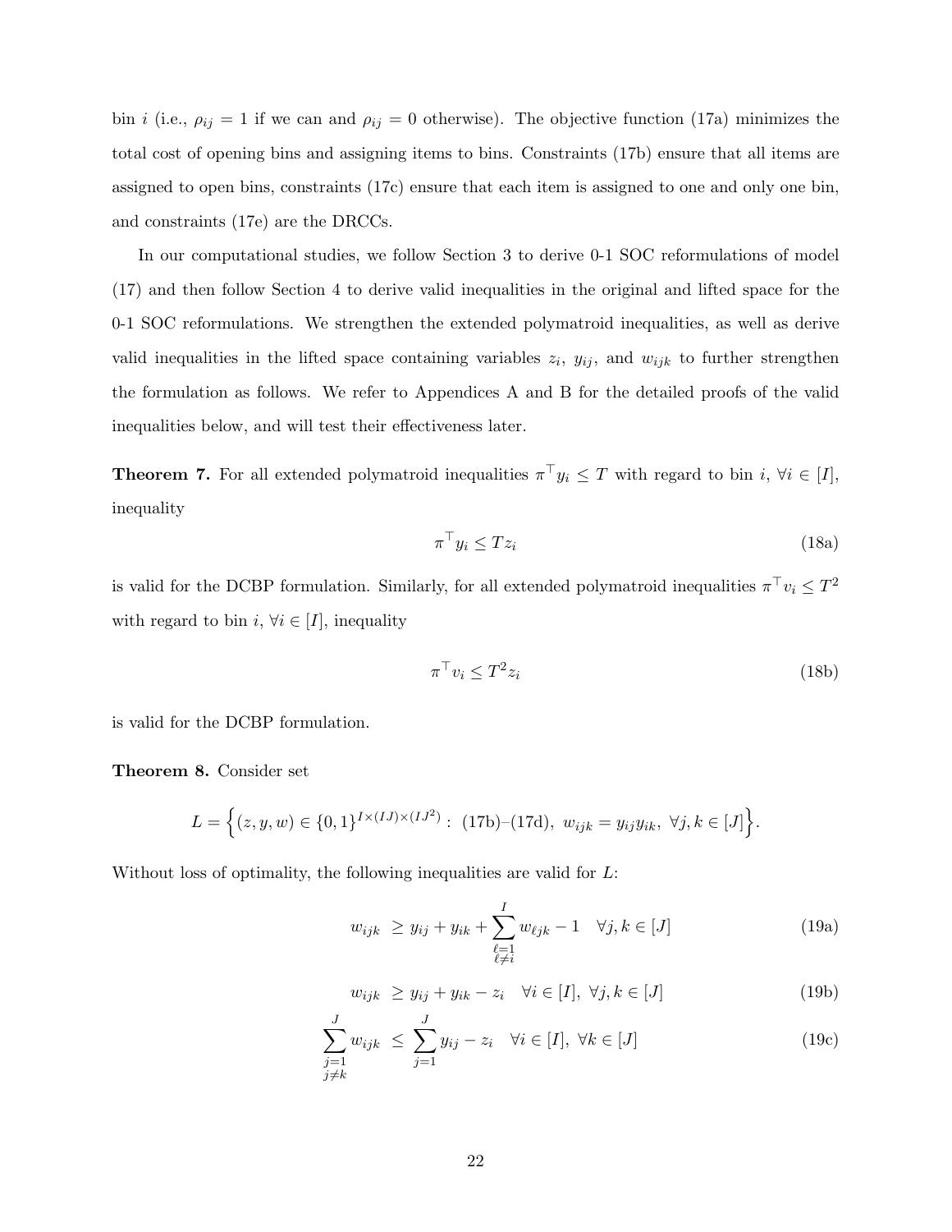bin $i$ (i.e., $\rho_{ij} = 1$ if we can and $\rho_{ij} = 0$ otherwise). The objective function (17a) minimizes the total cost of opening bins and assigning items to bins. Constraints (17b) ensure that all items are assigned to open bins, constraints (17c) ensure that each item is assigned to one and only one bin, and constraints (17e) are the DRCCs.

In our computational studies, we follow Section 3 to derive 0-1 SOC reformulations of model (17) and then follow Section 4 to derive valid inequalities in the original and lifted space for the 0-1 SOC reformulations. We strengthen the extended polymatroid inequalities, as well as derive valid inequalities in the lifted space containing variables $z_i$, $y_{ij}$, and $w_{ijk}$ to further strengthen the formulation as follows. We refer to Appendices A and B for the detailed proofs of the valid inequalities below, and will test their effectiveness later.

**Theorem 7.** For all extended polymatroid inequalities $\pi^\top y_i \le T$ with regard to bin $i$, $\forall i \in [I]$, inequality

$$\pi^\top y_i \le T z_i \tag{18a}$$

is valid for the DCBP formulation. Similarly, for all extended polymatroid inequalities $\pi^\top v_i \le T^2$ with regard to bin $i$, $\forall i \in [I]$, inequality

$$\pi^\top v_i \le T^2 z_i \tag{18b}$$

is valid for the DCBP formulation.

**Theorem 8.** Consider set

$$L = \Big\{(z, y, w) \in \{0,1\}^{I \times (IJ) \times (IJ^2)} : \text{(17b)–(17d)},\ w_{ijk} = y_{ij} y_{ik},\ \forall j, k \in [J]\Big\}.$$

Without loss of optimality, the following inequalities are valid for $L$:

$$w_{ijk} \ \ge y_{ij} + y_{ik} + \sum_{\substack{\ell=1 \\ \ell \ne i}}^{I} w_{\ell jk} - 1 \quad \forall j, k \in [J] \tag{19a}$$

$$w_{ijk} \ \ge y_{ij} + y_{ik} - z_i \quad \forall i \in [I],\ \forall j, k \in [J] \tag{19b}$$

$$\sum_{\substack{j=1 \\ j \ne k}}^{J} w_{ijk} \ \le \ \sum_{j=1}^{J} y_{ij} - z_i \quad \forall i \in [I],\ \forall k \in [J] \tag{19c}$$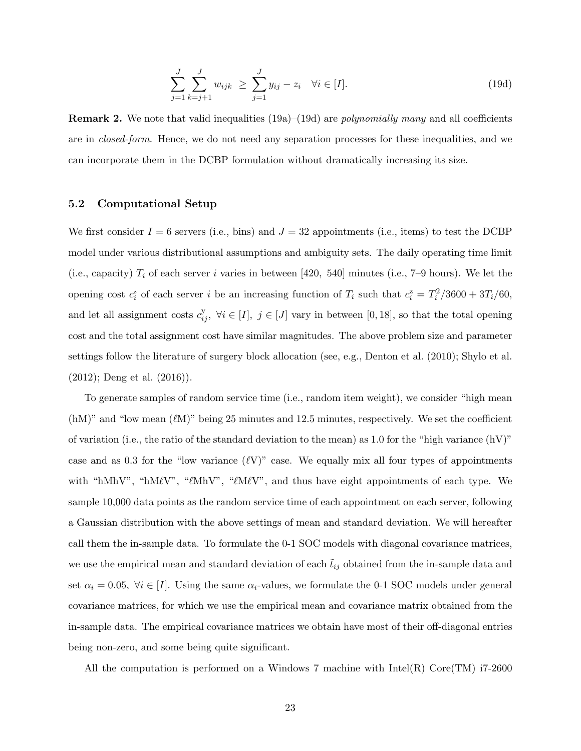$$\sum_{j=1}^{J} \sum_{k=j+1}^{J} w_{ijk} \ \geq \ \sum_{j=1}^{J} y_{ij} - z_i \quad \forall i \in [I]. \tag{19d}$$

**Remark 2.** We note that valid inequalities (19a)–(19d) are *polynomially many* and all coefficients are in *closed-form*. Hence, we do not need any separation processes for these inequalities, and we can incorporate them in the DCBP formulation without dramatically increasing its size.

### 5.2 Computational Setup

We first consider $I = 6$ servers (i.e., bins) and $J = 32$ appointments (i.e., items) to test the DCBP model under various distributional assumptions and ambiguity sets. The daily operating time limit (i.e., capacity) $T_i$ of each server $i$ varies in between $[420, \ 540]$ minutes (i.e., 7–9 hours). We let the opening cost $c^{\text{z}}_i$ of each server $i$ be an increasing function of $T_i$ such that $c^{\text{z}}_i = T_i^2/3600 + 3T_i/60$, and let all assignment costs $c^{\text{y}}_{ij}, \ \forall i \in [I], \ j \in [J]$ vary in between $[0, 18]$, so that the total opening cost and the total assignment cost have similar magnitudes. The above problem size and parameter settings follow the literature of surgery block allocation (see, e.g., Denton et al. (2010); Shylo et al. (2012); Deng et al. (2016)).

To generate samples of random service time (i.e., random item weight), we consider "high mean (hM)" and "low mean ($\ell$M)" being 25 minutes and 12.5 minutes, respectively. We set the coefficient of variation (i.e., the ratio of the standard deviation to the mean) as 1.0 for the "high variance (hV)" case and as 0.3 for the "low variance ($\ell$V)" case. We equally mix all four types of appointments with "hMhV", "hM$\ell$V", "$\ell$MhV", "$\ell$M$\ell$V", and thus have eight appointments of each type. We sample 10,000 data points as the random service time of each appointment on each server, following a Gaussian distribution with the above settings of mean and standard deviation. We will hereafter call them the in-sample data. To formulate the 0-1 SOC models with diagonal covariance matrices, we use the empirical mean and standard deviation of each $\tilde{t}_{ij}$ obtained from the in-sample data and set $\alpha_i = 0.05, \ \forall i \in [I]$. Using the same $\alpha_i$-values, we formulate the 0-1 SOC models under general covariance matrices, for which we use the empirical mean and covariance matrix obtained from the in-sample data. The empirical covariance matrices we obtain have most of their off-diagonal entries being non-zero, and some being quite significant.

All the computation is performed on a Windows 7 machine with Intel(R) Core(TM) i7-2600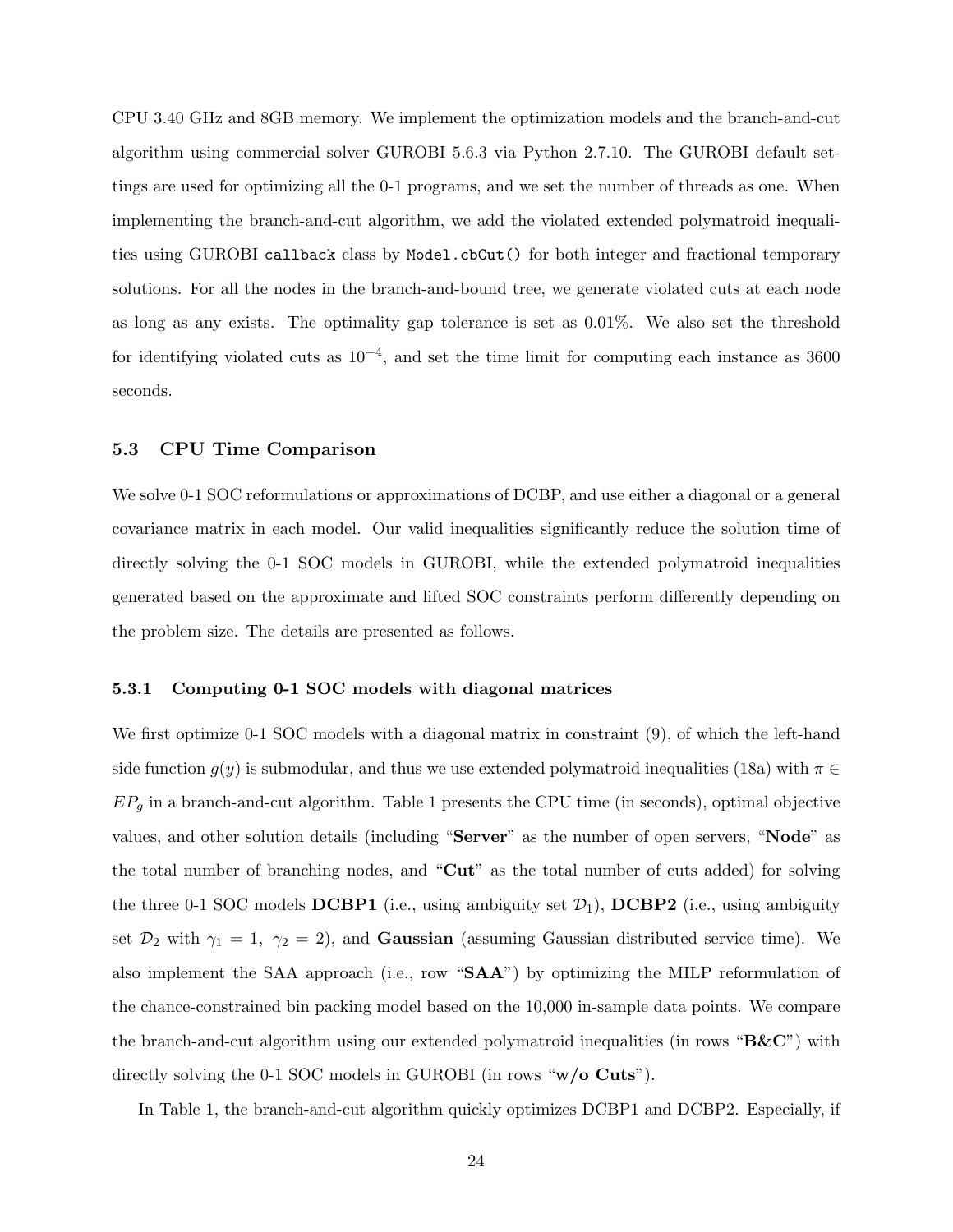CPU 3.40 GHz and 8GB memory. We implement the optimization models and the branch-and-cut algorithm using commercial solver GUROBI 5.6.3 via Python 2.7.10. The GUROBI default settings are used for optimizing all the 0-1 programs, and we set the number of threads as one. When implementing the branch-and-cut algorithm, we add the violated extended polymatroid inequalities using GUROBI `callback` class by `Model.cbCut()` for both integer and fractional temporary solutions. For all the nodes in the branch-and-bound tree, we generate violated cuts at each node as long as any exists. The optimality gap tolerance is set as 0.01%. We also set the threshold for identifying violated cuts as $10^{-4}$, and set the time limit for computing each instance as 3600 seconds.

### 5.3 CPU Time Comparison

We solve 0-1 SOC reformulations or approximations of DCBP, and use either a diagonal or a general covariance matrix in each model. Our valid inequalities significantly reduce the solution time of directly solving the 0-1 SOC models in GUROBI, while the extended polymatroid inequalities generated based on the approximate and lifted SOC constraints perform differently depending on the problem size. The details are presented as follows.

#### 5.3.1 Computing 0-1 SOC models with diagonal matrices

We first optimize 0-1 SOC models with a diagonal matrix in constraint (9), of which the left-hand side function $g(y)$ is submodular, and thus we use extended polymatroid inequalities (18a) with $\pi \in EP_g$ in a branch-and-cut algorithm. Table 1 presents the CPU time (in seconds), optimal objective values, and other solution details (including "**Server**" as the number of open servers, "**Node**" as the total number of branching nodes, and "**Cut**" as the total number of cuts added) for solving the three 0-1 SOC models **DCBP1** (i.e., using ambiguity set $\mathcal{D}_1$), **DCBP2** (i.e., using ambiguity set $\mathcal{D}_2$ with $\gamma_1 = 1,\ \gamma_2 = 2$), and **Gaussian** (assuming Gaussian distributed service time). We also implement the SAA approach (i.e., row "**SAA**") by optimizing the MILP reformulation of the chance-constrained bin packing model based on the 10,000 in-sample data points. We compare the branch-and-cut algorithm using our extended polymatroid inequalities (in rows "**B&C**") with directly solving the 0-1 SOC models in GUROBI (in rows "**w/o Cuts**").

In Table 1, the branch-and-cut algorithm quickly optimizes DCBP1 and DCBP2. Especially, if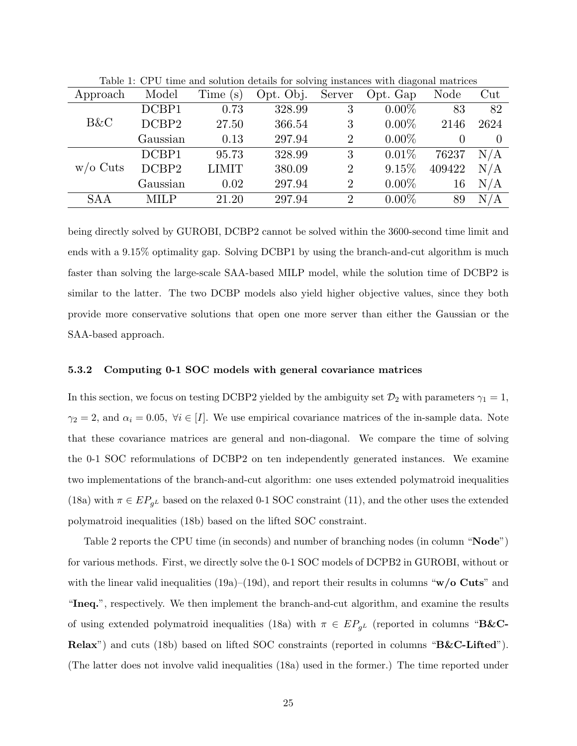Table 1: CPU time and solution details for solving instances with diagonal matrices

| Approach | Model | Time (s) | Opt. Obj. | Server | Opt. Gap | Node | Cut |
|---|---|---|---|---|---|---|---|
| B&C | DCBP1 | 0.73 | 328.99 | 3 | 0.00% | 83 | 82 |
| | DCBP2 | 27.50 | 366.54 | 3 | 0.00% | 2146 | 2624 |
| | Gaussian | 0.13 | 297.94 | 2 | 0.00% | 0 | 0 |
| w/o Cuts | DCBP1 | 95.73 | 328.99 | 3 | 0.01% | 76237 | N/A |
| | DCBP2 | LIMIT | 380.09 | 2 | 9.15% | 409422 | N/A |
| | Gaussian | 0.02 | 297.94 | 2 | 0.00% | 16 | N/A |
| SAA | MILP | 21.20 | 297.94 | 2 | 0.00% | 89 | N/A |

being directly solved by GUROBI, DCBP2 cannot be solved within the 3600-second time limit and ends with a 9.15% optimality gap. Solving DCBP1 by using the branch-and-cut algorithm is much faster than solving the large-scale SAA-based MILP model, while the solution time of DCBP2 is similar to the latter. The two DCBP models also yield higher objective values, since they both provide more conservative solutions that open one more server than either the Gaussian or the SAA-based approach.

### 5.3.2 Computing 0-1 SOC models with general covariance matrices

In this section, we focus on testing DCBP2 yielded by the ambiguity set $\mathcal{D}_2$ with parameters $\gamma_1 = 1$, $\gamma_2 = 2$, and $\alpha_i = 0.05$, $\forall i \in [I]$. We use empirical covariance matrices of the in-sample data. Note that these covariance matrices are general and non-diagonal. We compare the time of solving the 0-1 SOC reformulations of DCBP2 on ten independently generated instances. We examine two implementations of the branch-and-cut algorithm: one uses extended polymatroid inequalities (18a) with $\pi \in EP_{g^L}$ based on the relaxed 0-1 SOC constraint (11), and the other uses the extended polymatroid inequalities (18b) based on the lifted SOC constraint.

Table 2 reports the CPU time (in seconds) and number of branching nodes (in column "**Node**") for various methods. First, we directly solve the 0-1 SOC models of DCPB2 in GUROBI, without or with the linear valid inequalities (19a)–(19d), and report their results in columns "**w/o Cuts**" and "**Ineq.**", respectively. We then implement the branch-and-cut algorithm, and examine the results of using extended polymatroid inequalities (18a) with $\pi \in EP_{g^L}$ (reported in columns "**B&C-Relax**") and cuts (18b) based on lifted SOC constraints (reported in columns "**B&C-Lifted**"). (The latter does not involve valid inequalities (18a) used in the former.) The time reported under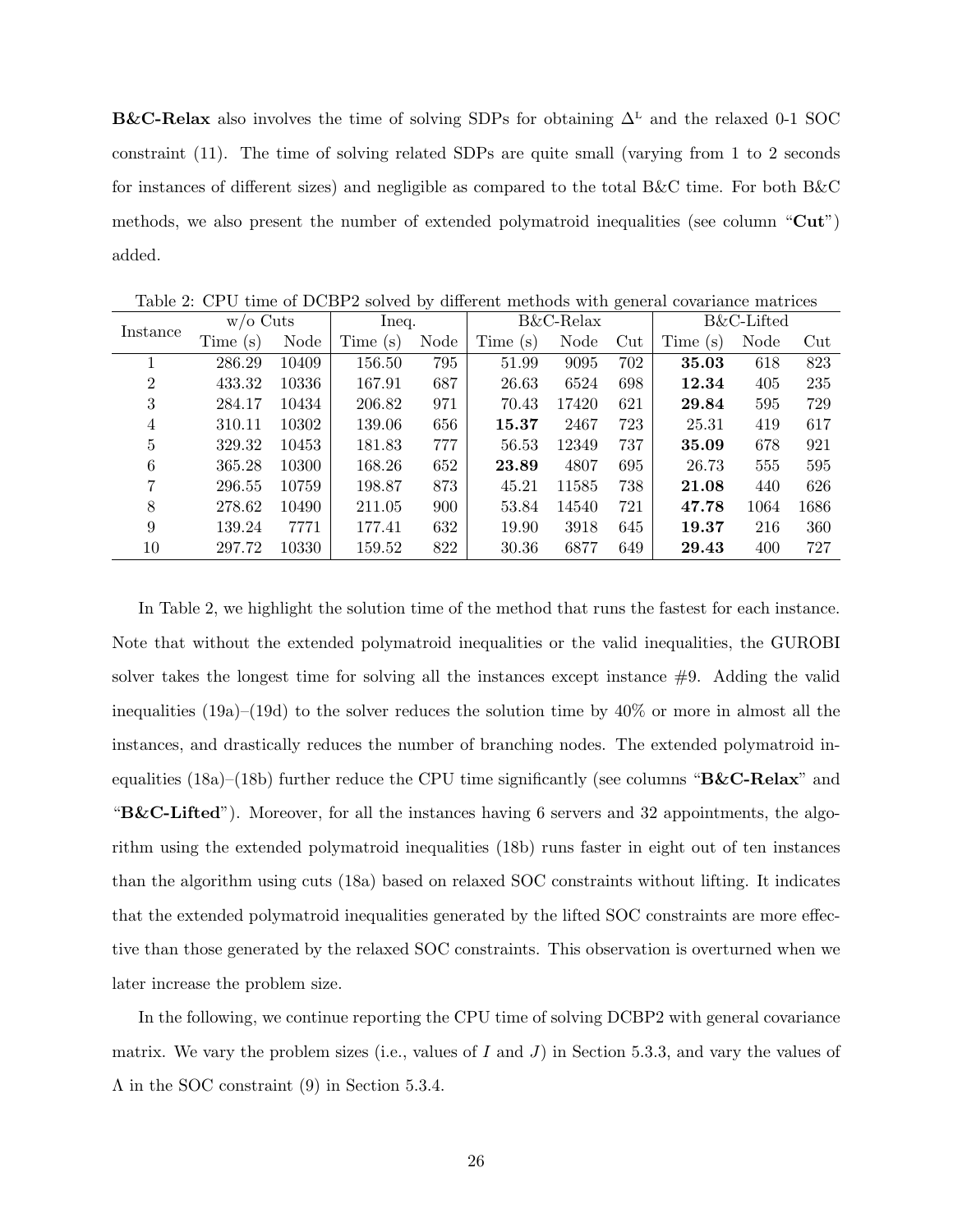**B&C-Relax** also involves the time of solving SDPs for obtaining $\Delta^{\text{L}}$ and the relaxed 0-1 SOC constraint (11). The time of solving related SDPs are quite small (varying from 1 to 2 seconds for instances of different sizes) and negligible as compared to the total B&C time. For both B&C methods, we also present the number of extended polymatroid inequalities (see column "**Cut**") added.

Table 2: CPU time of DCBP2 solved by different methods with general covariance matrices

| Instance | w/o Cuts | | Ineq. | | B&C-Relax | | | B&C-Lifted | | |
|---|---|---|---|---|---|---|---|---|---|---|
| | Time (s) | Node | Time (s) | Node | Time (s) | Node | Cut | Time (s) | Node | Cut |
| 1 | 286.29 | 10409 | 156.50 | 795 | 51.99 | 9095 | 702 | **35.03** | 618 | 823 |
| 2 | 433.32 | 10336 | 167.91 | 687 | 26.63 | 6524 | 698 | **12.34** | 405 | 235 |
| 3 | 284.17 | 10434 | 206.82 | 971 | 70.43 | 17420 | 621 | **29.84** | 595 | 729 |
| 4 | 310.11 | 10302 | 139.06 | 656 | **15.37** | 2467 | 723 | 25.31 | 419 | 617 |
| 5 | 329.32 | 10453 | 181.83 | 777 | 56.53 | 12349 | 737 | **35.09** | 678 | 921 |
| 6 | 365.28 | 10300 | 168.26 | 652 | **23.89** | 4807 | 695 | 26.73 | 555 | 595 |
| 7 | 296.55 | 10759 | 198.87 | 873 | 45.21 | 11585 | 738 | **21.08** | 440 | 626 |
| 8 | 278.62 | 10490 | 211.05 | 900 | 53.84 | 14540 | 721 | **47.78** | 1064 | 1686 |
| 9 | 139.24 | 7771 | 177.41 | 632 | 19.90 | 3918 | 645 | **19.37** | 216 | 360 |
| 10 | 297.72 | 10330 | 159.52 | 822 | 30.36 | 6877 | 649 | **29.43** | 400 | 727 |

In Table 2, we highlight the solution time of the method that runs the fastest for each instance. Note that without the extended polymatroid inequalities or the valid inequalities, the GUROBI solver takes the longest time for solving all the instances except instance #9. Adding the valid inequalities (19a)–(19d) to the solver reduces the solution time by 40% or more in almost all the instances, and drastically reduces the number of branching nodes. The extended polymatroid inequalities (18a)–(18b) further reduce the CPU time significantly (see columns "**B&C-Relax**" and "**B&C-Lifted**"). Moreover, for all the instances having 6 servers and 32 appointments, the algorithm using the extended polymatroid inequalities (18b) runs faster in eight out of ten instances than the algorithm using cuts (18a) based on relaxed SOC constraints without lifting. It indicates that the extended polymatroid inequalities generated by the lifted SOC constraints are more effective than those generated by the relaxed SOC constraints. This observation is overturned when we later increase the problem size.

In the following, we continue reporting the CPU time of solving DCBP2 with general covariance matrix. We vary the problem sizes (i.e., values of $I$ and $J$) in Section 5.3.3, and vary the values of $\Lambda$ in the SOC constraint (9) in Section 5.3.4.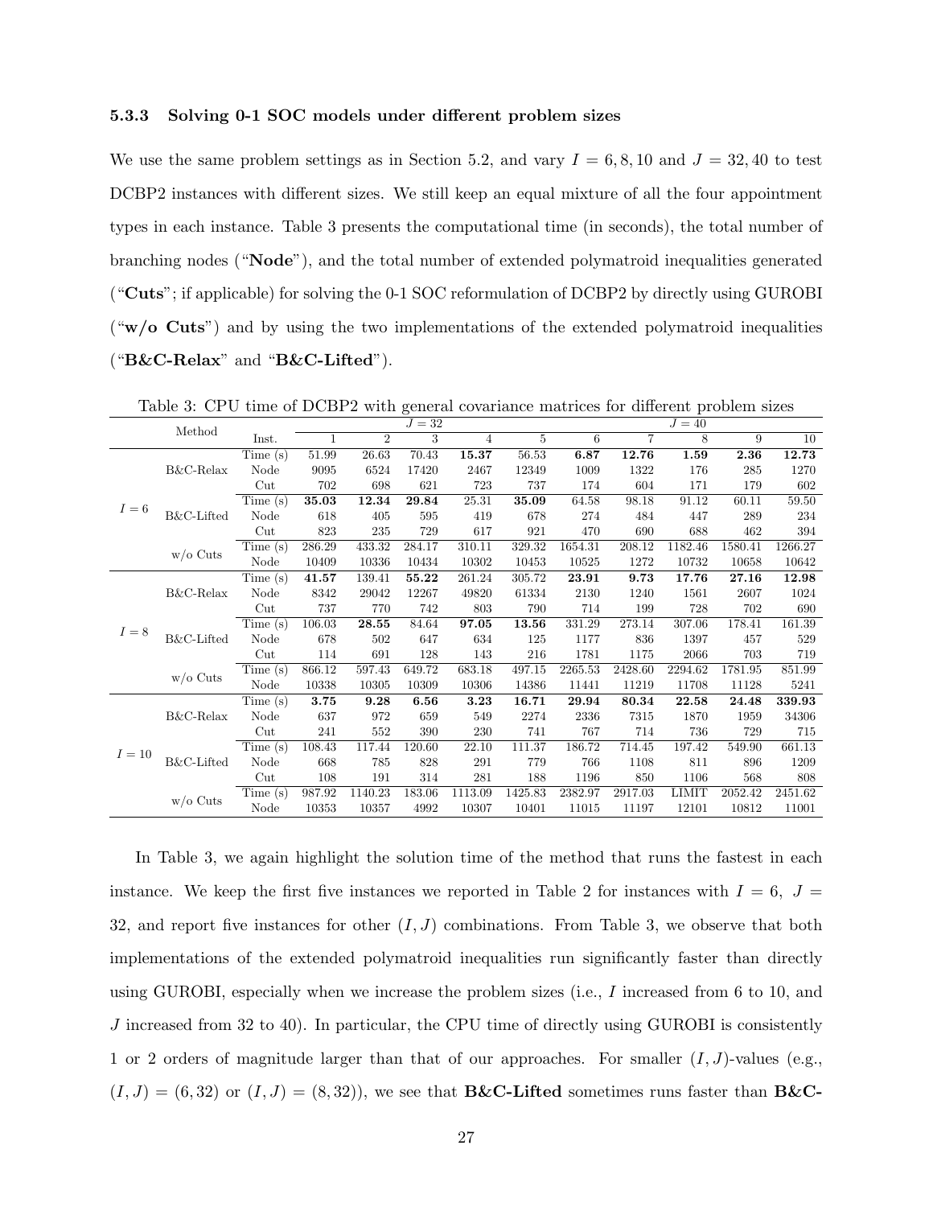### 5.3.3 Solving 0-1 SOC models under different problem sizes

We use the same problem settings as in Section 5.2, and vary $I = 6, 8, 10$ and $J = 32, 40$ to test DCBP2 instances with different sizes. We still keep an equal mixture of all the four appointment types in each instance. Table 3 presents the computational time (in seconds), the total number of branching nodes ("**Node**"), and the total number of extended polymatroid inequalities generated ("**Cuts**"; if applicable) for solving the 0-1 SOC reformulation of DCBP2 by directly using GUROBI ("**w/o Cuts**") and by using the two implementations of the extended polymatroid inequalities ("**B&C-Relax**" and "**B&C-Lifted**").

Table 3: CPU time of DCBP2 with general covariance matrices for different problem sizes

| | Method | | $J = 32$ | | | | | $J = 40$ | | | | |
|---|---|---|---|---|---|---|---|---|---|---|---|---|
| | | Inst. | 1 | 2 | 3 | 4 | 5 | 6 | 7 | 8 | 9 | 10 |
| $I = 6$ | B&C-Relax | Time (s) | 51.99 | 26.63 | 70.43 | **15.37** | 56.53 | **6.87** | **12.76** | **1.59** | **2.36** | **12.73** |
| | | Node | 9095 | 6524 | 17420 | 2467 | 12349 | 1009 | 1322 | 176 | 285 | 1270 |
| | | Cut | 702 | 698 | 621 | 723 | 737 | 174 | 604 | 171 | 179 | 602 |
| | B&C-Lifted | Time (s) | **35.03** | **12.34** | **29.84** | 25.31 | **35.09** | 64.58 | 98.18 | 91.12 | 60.11 | 59.50 |
| | | Node | 618 | 405 | 595 | 419 | 678 | 274 | 484 | 447 | 289 | 234 |
| | | Cut | 823 | 235 | 729 | 617 | 921 | 470 | 690 | 688 | 462 | 394 |
| | w/o Cuts | Time (s) | 286.29 | 433.32 | 284.17 | 310.11 | 329.32 | 1654.31 | 208.12 | 1182.46 | 1580.41 | 1266.27 |
| | | Node | 10409 | 10336 | 10434 | 10302 | 10453 | 10525 | 1272 | 10732 | 10658 | 10642 |
| $I = 8$ | B&C-Relax | Time (s) | **41.57** | 139.41 | **55.22** | 261.24 | 305.72 | **23.91** | **9.73** | **17.76** | **27.16** | **12.98** |
| | | Node | 8342 | 29042 | 12267 | 49820 | 61334 | 2130 | 1240 | 1561 | 2607 | 1024 |
| | | Cut | 737 | 770 | 742 | 803 | 790 | 714 | 199 | 728 | 702 | 690 |
| | B&C-Lifted | Time (s) | 106.03 | **28.55** | 84.64 | **97.05** | **13.56** | 331.29 | 273.14 | 307.06 | 178.41 | 161.39 |
| | | Node | 678 | 502 | 647 | 634 | 125 | 1177 | 836 | 1397 | 457 | 529 |
| | | Cut | 114 | 691 | 128 | 143 | 216 | 1781 | 1175 | 2066 | 703 | 719 |
| | w/o Cuts | Time (s) | 866.12 | 597.43 | 649.72 | 683.18 | 497.15 | 2265.53 | 2428.60 | 2294.62 | 1781.95 | 851.99 |
| | | Node | 10338 | 10305 | 10309 | 10306 | 14386 | 11441 | 11219 | 11708 | 11128 | 5241 |
| $I = 10$ | B&C-Relax | Time (s) | **3.75** | **9.28** | **6.56** | **3.23** | **16.71** | **29.94** | **80.34** | **22.58** | **24.48** | **339.93** |
| | | Node | 637 | 972 | 659 | 549 | 2274 | 2336 | 7315 | 1870 | 1959 | 34306 |
| | | Cut | 241 | 552 | 390 | 230 | 741 | 767 | 714 | 736 | 729 | 715 |
| | B&C-Lifted | Time (s) | 108.43 | 117.44 | 120.60 | 22.10 | 111.37 | 186.72 | 714.45 | 197.42 | 549.90 | 661.13 |
| | | Node | 668 | 785 | 828 | 291 | 779 | 766 | 1108 | 811 | 896 | 1209 |
| | | Cut | 108 | 191 | 314 | 281 | 188 | 1196 | 850 | 1106 | 568 | 808 |
| | w/o Cuts | Time (s) | 987.92 | 1140.23 | 183.06 | 1113.09 | 1425.83 | 2382.97 | 2917.03 | LIMIT | 2052.42 | 2451.62 |
| | | Node | 10353 | 10357 | 4992 | 10307 | 10401 | 11015 | 11197 | 12101 | 10812 | 11001 |

In Table 3, we again highlight the solution time of the method that runs the fastest in each instance. We keep the first five instances we reported in Table 2 for instances with $I = 6,\ J = 32$, and report five instances for other $(I, J)$ combinations. From Table 3, we observe that both implementations of the extended polymatroid inequalities run significantly faster than directly using GUROBI, especially when we increase the problem sizes (i.e., $I$ increased from 6 to 10, and $J$ increased from 32 to 40). In particular, the CPU time of directly using GUROBI is consistently 1 or 2 orders of magnitude larger than that of our approaches. For smaller $(I, J)$-values (e.g., $(I, J) = (6, 32)$ or $(I, J) = (8, 32)$), we see that **B&C-Lifted** sometimes runs faster than **B&C-**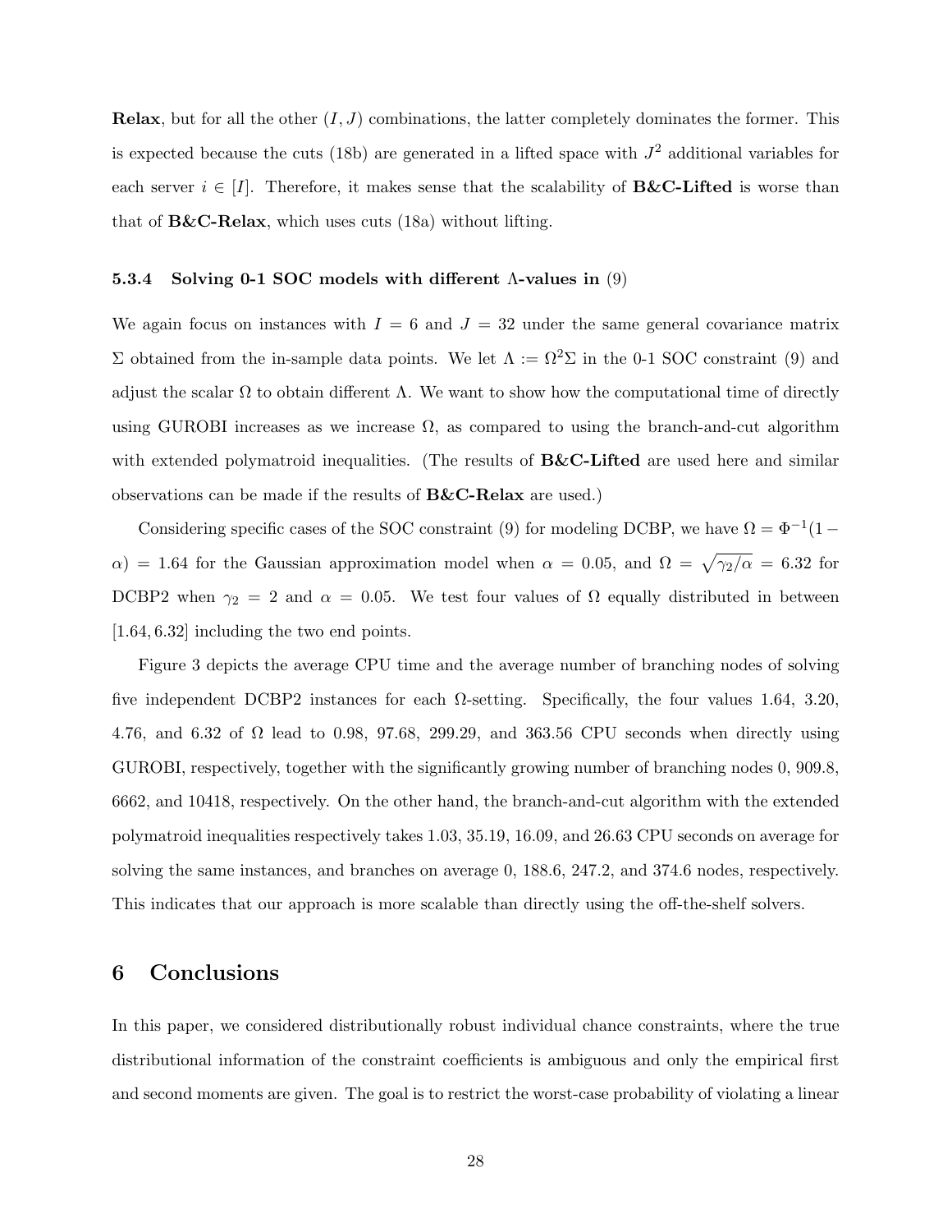**Relax**, but for all the other $(I, J)$ combinations, the latter completely dominates the former. This is expected because the cuts (18b) are generated in a lifted space with $J^2$ additional variables for each server $i \in [I]$. Therefore, it makes sense that the scalability of **B&C-Lifted** is worse than that of **B&C-Relax**, which uses cuts (18a) without lifting.

### 5.3.4 Solving 0-1 SOC models with different $\Lambda$-values in (9)

We again focus on instances with $I = 6$ and $J = 32$ under the same general covariance matrix $\Sigma$ obtained from the in-sample data points. We let $\Lambda := \Omega^2\Sigma$ in the 0-1 SOC constraint (9) and adjust the scalar $\Omega$ to obtain different $\Lambda$. We want to show how the computational time of directly using GUROBI increases as we increase $\Omega$, as compared to using the branch-and-cut algorithm with extended polymatroid inequalities. (The results of **B&C-Lifted** are used here and similar observations can be made if the results of **B&C-Relax** are used.)

Considering specific cases of the SOC constraint (9) for modeling DCBP, we have $\Omega = \Phi^{-1}(1 - \alpha) = 1.64$ for the Gaussian approximation model when $\alpha = 0.05$, and $\Omega = \sqrt{\gamma_2/\alpha} = 6.32$ for DCBP2 when $\gamma_2 = 2$ and $\alpha = 0.05$. We test four values of $\Omega$ equally distributed in between $[1.64, 6.32]$ including the two end points.

Figure 3 depicts the average CPU time and the average number of branching nodes of solving five independent DCBP2 instances for each $\Omega$-setting. Specifically, the four values 1.64, 3.20, 4.76, and 6.32 of $\Omega$ lead to 0.98, 97.68, 299.29, and 363.56 CPU seconds when directly using GUROBI, respectively, together with the significantly growing number of branching nodes 0, 909.8, 6662, and 10418, respectively. On the other hand, the branch-and-cut algorithm with the extended polymatroid inequalities respectively takes 1.03, 35.19, 16.09, and 26.63 CPU seconds on average for solving the same instances, and branches on average 0, 188.6, 247.2, and 374.6 nodes, respectively. This indicates that our approach is more scalable than directly using the off-the-shelf solvers.

## 6 Conclusions

In this paper, we considered distributionally robust individual chance constraints, where the true distributional information of the constraint coefficients is ambiguous and only the empirical first and second moments are given. The goal is to restrict the worst-case probability of violating a linear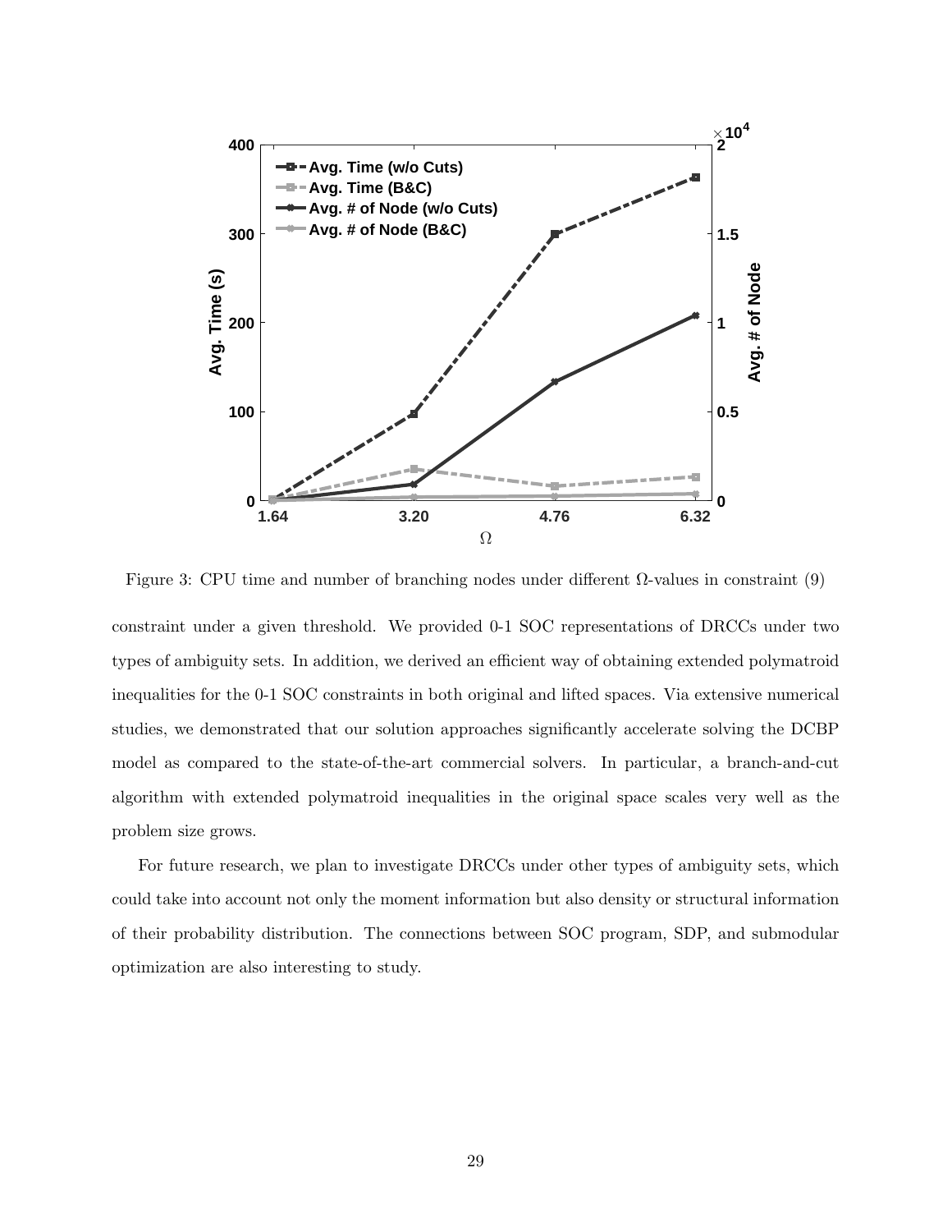Figure 3: CPU time and number of branching nodes under different $\Omega$-values in constraint (9)

constraint under a given threshold. We provided 0-1 SOC representations of DRCCs under two types of ambiguity sets. In addition, we derived an efficient way of obtaining extended polymatroid inequalities for the 0-1 SOC constraints in both original and lifted spaces. Via extensive numerical studies, we demonstrated that our solution approaches significantly accelerate solving the DCBP model as compared to the state-of-the-art commercial solvers. In particular, a branch-and-cut algorithm with extended polymatroid inequalities in the original space scales very well as the problem size grows.

For future research, we plan to investigate DRCCs under other types of ambiguity sets, which could take into account not only the moment information but also density or structural information of their probability distribution. The connections between SOC program, SDP, and submodular optimization are also interesting to study.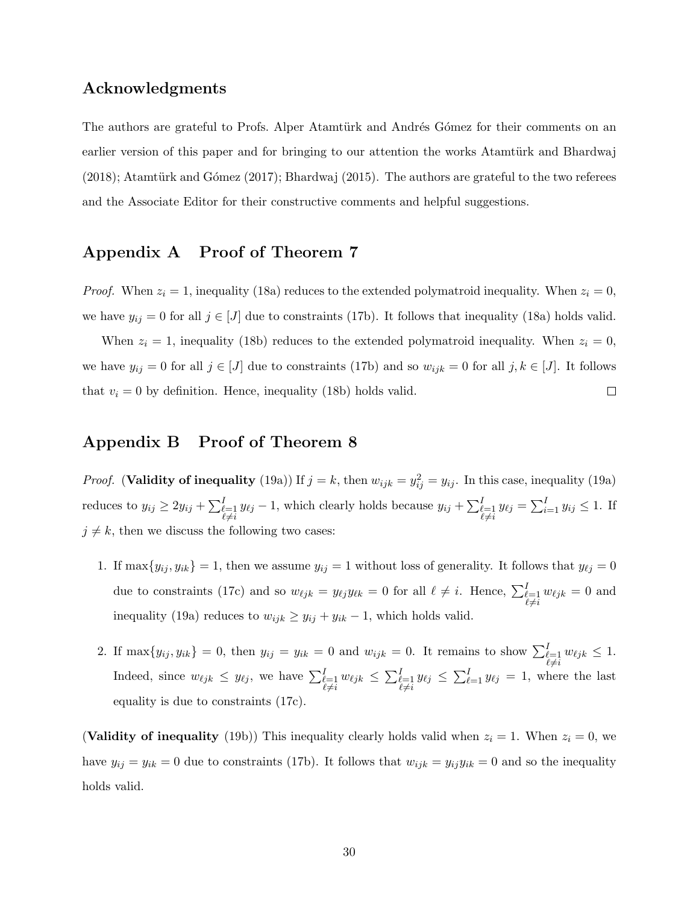## Acknowledgments

The authors are grateful to Profs. Alper Atamtürk and Andrés Gómez for their comments on an earlier version of this paper and for bringing to our attention the works Atamtürk and Bhardwaj (2018); Atamtürk and Gómez (2017); Bhardwaj (2015). The authors are grateful to the two referees and the Associate Editor for their constructive comments and helpful suggestions.

## Appendix A Proof of Theorem 7

*Proof.* When $z_i = 1$, inequality (18a) reduces to the extended polymatroid inequality. When $z_i = 0$, we have $y_{ij} = 0$ for all $j \in [J]$ due to constraints (17b). It follows that inequality (18a) holds valid.

When $z_i = 1$, inequality (18b) reduces to the extended polymatroid inequality. When $z_i = 0$, we have $y_{ij} = 0$ for all $j \in [J]$ due to constraints (17b) and so $w_{ijk} = 0$ for all $j, k \in [J]$. It follows that $v_i = 0$ by definition. Hence, inequality (18b) holds valid. □

## Appendix B Proof of Theorem 8

*Proof.* (**Validity of inequality** (19a)) If $j = k$, then $w_{ijk} = y_{ij}^2 = y_{ij}$. In this case, inequality (19a) reduces to $y_{ij} \geq 2y_{ij} + \sum_{\substack{\ell=1 \\ \ell \neq i}}^{I} y_{\ell j} - 1$, which clearly holds because $y_{ij} + \sum_{\substack{\ell=1 \\ \ell \neq i}}^{I} y_{\ell j} = \sum_{i=1}^{I} y_{ij} \leq 1$. If $j \neq k$, then we discuss the following two cases:

1. If $\max\{y_{ij}, y_{ik}\} = 1$, then we assume $y_{ij} = 1$ without loss of generality. It follows that $y_{\ell j} = 0$ due to constraints (17c) and so $w_{\ell jk} = y_{\ell j} y_{\ell k} = 0$ for all $\ell \neq i$. Hence, $\sum_{\substack{\ell=1 \\ \ell \neq i}}^{I} w_{\ell jk} = 0$ and inequality (19a) reduces to $w_{ijk} \geq y_{ij} + y_{ik} - 1$, which holds valid.

2. If $\max\{y_{ij}, y_{ik}\} = 0$, then $y_{ij} = y_{ik} = 0$ and $w_{ijk} = 0$. It remains to show $\sum_{\substack{\ell=1 \\ \ell \neq i}}^{I} w_{\ell jk} \leq 1$. Indeed, since $w_{\ell jk} \leq y_{\ell j}$, we have $\sum_{\substack{\ell=1 \\ \ell \neq i}}^{I} w_{\ell jk} \leq \sum_{\substack{\ell=1 \\ \ell \neq i}}^{I} y_{\ell j} \leq \sum_{\ell=1}^{I} y_{\ell j} = 1$, where the last equality is due to constraints (17c).

(**Validity of inequality** (19b)) This inequality clearly holds valid when $z_i = 1$. When $z_i = 0$, we have $y_{ij} = y_{ik} = 0$ due to constraints (17b). It follows that $w_{ijk} = y_{ij} y_{ik} = 0$ and so the inequality holds valid.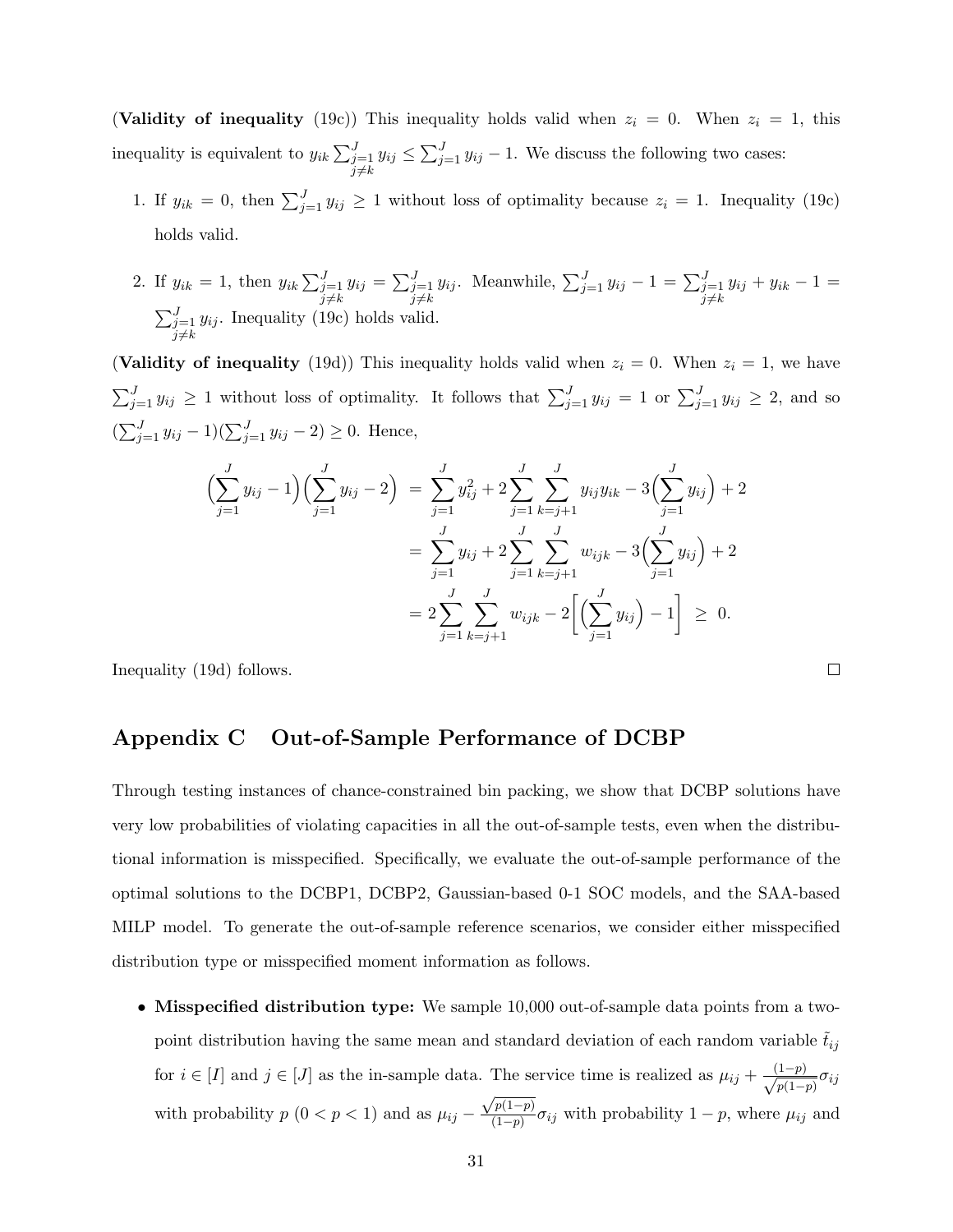(**Validity of inequality** (19c)) This inequality holds valid when $z_i = 0$. When $z_i = 1$, this inequality is equivalent to $y_{ik} \sum_{\substack{j=1 \\ j \neq k}}^{J} y_{ij} \leq \sum_{j=1}^{J} y_{ij} - 1$. We discuss the following two cases:

1. If $y_{ik} = 0$, then $\sum_{j=1}^{J} y_{ij} \geq 1$ without loss of optimality because $z_i = 1$. Inequality (19c) holds valid.

2. If $y_{ik} = 1$, then $y_{ik} \sum_{\substack{j=1 \\ j \neq k}}^{J} y_{ij} = \sum_{\substack{j=1 \\ j \neq k}}^{J} y_{ij}$. Meanwhile, $\sum_{j=1}^{J} y_{ij} - 1 = \sum_{\substack{j=1 \\ j \neq k}}^{J} y_{ij} + y_{ik} - 1 = \sum_{\substack{j=1 \\ j \neq k}}^{J} y_{ij}$. Inequality (19c) holds valid.

(**Validity of inequality** (19d)) This inequality holds valid when $z_i = 0$. When $z_i = 1$, we have $\sum_{j=1}^{J} y_{ij} \geq 1$ without loss of optimality. It follows that $\sum_{j=1}^{J} y_{ij} = 1$ or $\sum_{j=1}^{J} y_{ij} \geq 2$, and so $(\sum_{j=1}^{J} y_{ij} - 1)(\sum_{j=1}^{J} y_{ij} - 2) \geq 0$. Hence,

$$
\begin{aligned}
\Big(\sum_{j=1}^{J} y_{ij} - 1\Big)\Big(\sum_{j=1}^{J} y_{ij} - 2\Big) &= \sum_{j=1}^{J} y_{ij}^2 + 2\sum_{j=1}^{J}\sum_{k=j+1}^{J} y_{ij}y_{ik} - 3\Big(\sum_{j=1}^{J} y_{ij}\Big) + 2 \\
&= \sum_{j=1}^{J} y_{ij} + 2\sum_{j=1}^{J}\sum_{k=j+1}^{J} w_{ijk} - 3\Big(\sum_{j=1}^{J} y_{ij}\Big) + 2 \\
&= 2\sum_{j=1}^{J}\sum_{k=j+1}^{J} w_{ijk} - 2\Big[\Big(\sum_{j=1}^{J} y_{ij}\Big) - 1\Big] \;\geq\; 0.
\end{aligned}
$$

Inequality (19d) follows. □

## Appendix C Out-of-Sample Performance of DCBP

Through testing instances of chance-constrained bin packing, we show that DCBP solutions have very low probabilities of violating capacities in all the out-of-sample tests, even when the distributional information is misspecified. Specifically, we evaluate the out-of-sample performance of the optimal solutions to the DCBP1, DCBP2, Gaussian-based 0-1 SOC models, and the SAA-based MILP model. To generate the out-of-sample reference scenarios, we consider either misspecified distribution type or misspecified moment information as follows.

- **Misspecified distribution type:** We sample 10,000 out-of-sample data points from a two-point distribution having the same mean and standard deviation of each random variable $\tilde{t}_{ij}$ for $i \in [I]$ and $j \in [J]$ as the in-sample data. The service time is realized as $\mu_{ij} + \frac{(1-p)}{\sqrt{p(1-p)}}\sigma_{ij}$ with probability $p$ $(0 < p < 1)$ and as $\mu_{ij} - \frac{\sqrt{p(1-p)}}{(1-p)}\sigma_{ij}$ with probability $1 - p$, where $\mu_{ij}$ and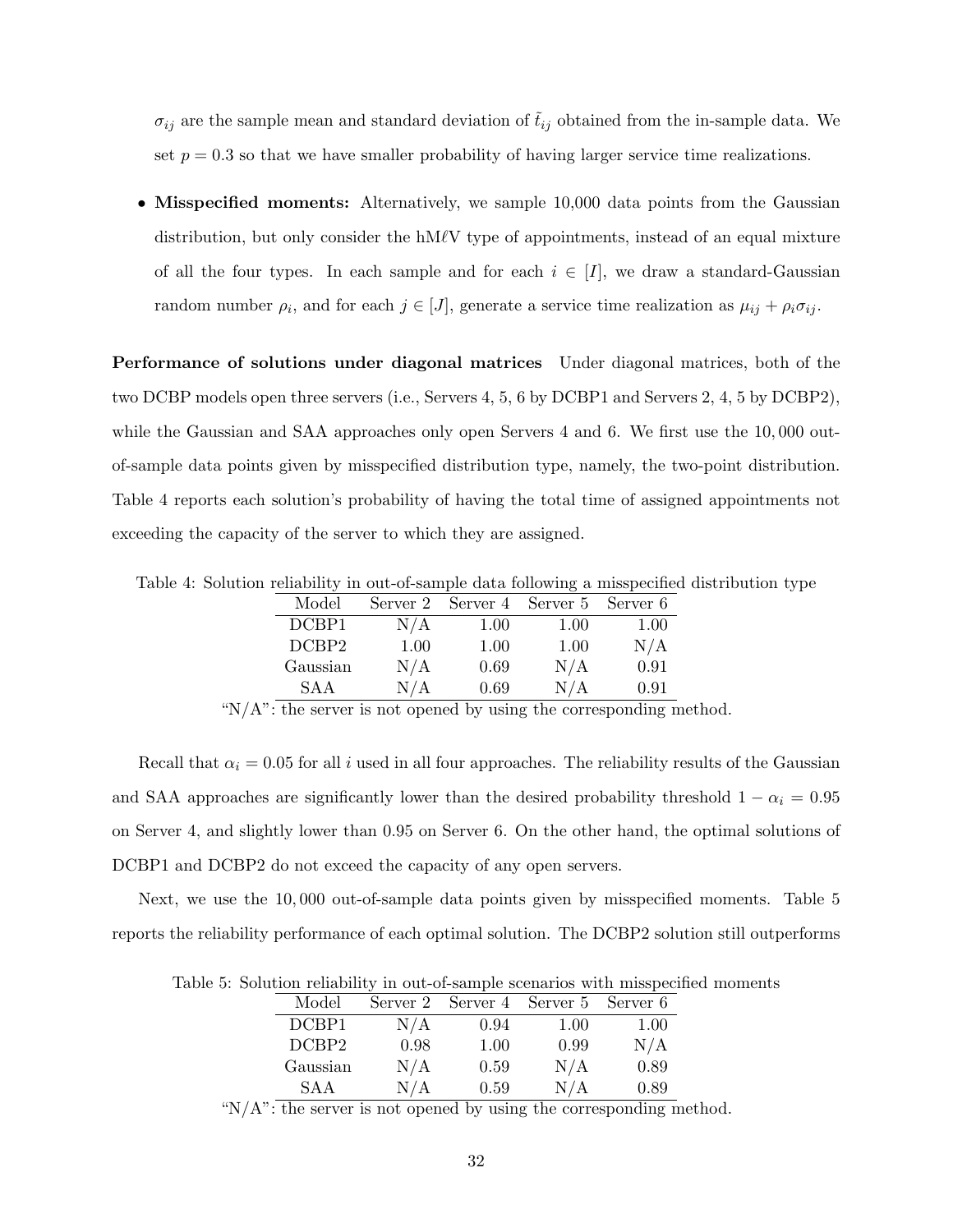$\sigma_{ij}$ are the sample mean and standard deviation of $\tilde{t}_{ij}$ obtained from the in-sample data. We set $p = 0.3$ so that we have smaller probability of having larger service time realizations.

- **Misspecified moments:** Alternatively, we sample 10,000 data points from the Gaussian distribution, but only consider the hM$\ell$V type of appointments, instead of an equal mixture of all the four types. In each sample and for each $i \in [I]$, we draw a standard-Gaussian random number $\rho_i$, and for each $j \in [J]$, generate a service time realization as $\mu_{ij} + \rho_i \sigma_{ij}$.

**Performance of solutions under diagonal matrices** Under diagonal matrices, both of the two DCBP models open three servers (i.e., Servers 4, 5, 6 by DCBP1 and Servers 2, 4, 5 by DCBP2), while the Gaussian and SAA approaches only open Servers 4 and 6. We first use the 10,000 out-of-sample data points given by misspecified distribution type, namely, the two-point distribution. Table 4 reports each solution's probability of having the total time of assigned appointments not exceeding the capacity of the server to which they are assigned.

Table 4: Solution reliability in out-of-sample data following a misspecified distribution type

| Model | Server 2 | Server 4 | Server 5 | Server 6 |
|---|---|---|---|---|
| DCBP1 | N/A | 1.00 | 1.00 | 1.00 |
| DCBP2 | 1.00 | 1.00 | 1.00 | N/A |
| Gaussian | N/A | 0.69 | N/A | 0.91 |
| SAA | N/A | 0.69 | N/A | 0.91 |

"N/A": the server is not opened by using the corresponding method.

Recall that $\alpha_i = 0.05$ for all $i$ used in all four approaches. The reliability results of the Gaussian and SAA approaches are significantly lower than the desired probability threshold $1 - \alpha_i = 0.95$ on Server 4, and slightly lower than 0.95 on Server 6. On the other hand, the optimal solutions of DCBP1 and DCBP2 do not exceed the capacity of any open servers.

Next, we use the 10,000 out-of-sample data points given by misspecified moments. Table 5 reports the reliability performance of each optimal solution. The DCBP2 solution still outperforms

Table 5: Solution reliability in out-of-sample scenarios with misspecified moments

| Model | Server 2 | Server 4 | Server 5 | Server 6 |
|---|---|---|---|---|
| DCBP1 | N/A | 0.94 | 1.00 | 1.00 |
| DCBP2 | 0.98 | 1.00 | 0.99 | N/A |
| Gaussian | N/A | 0.59 | N/A | 0.89 |
| SAA | N/A | 0.59 | N/A | 0.89 |

"N/A": the server is not opened by using the corresponding method.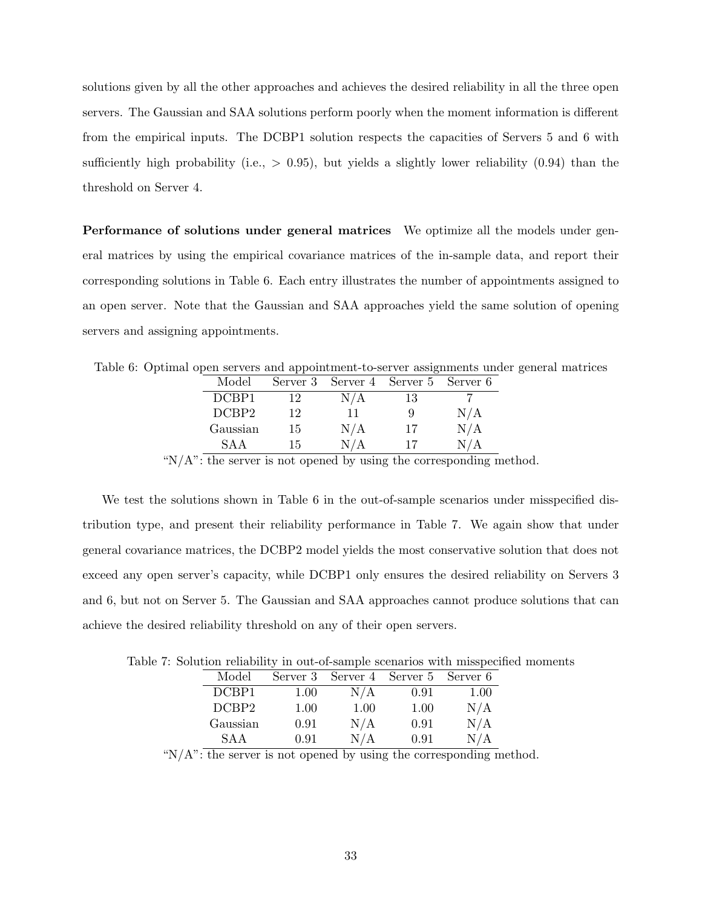solutions given by all the other approaches and achieves the desired reliability in all the three open servers. The Gaussian and SAA solutions perform poorly when the moment information is different from the empirical inputs. The DCBP1 solution respects the capacities of Servers 5 and 6 with sufficiently high probability (i.e., $> 0.95$), but yields a slightly lower reliability (0.94) than the threshold on Server 4.

**Performance of solutions under general matrices** We optimize all the models under general matrices by using the empirical covariance matrices of the in-sample data, and report their corresponding solutions in Table 6. Each entry illustrates the number of appointments assigned to an open server. Note that the Gaussian and SAA approaches yield the same solution of opening servers and assigning appointments.

Table 6: Optimal open servers and appointment-to-server assignments under general matrices

| Model | Server 3 | Server 4 | Server 5 | Server 6 |
|---|---|---|---|---|
| DCBP1 | 12 | N/A | 13 | 7 |
| DCBP2 | 12 | 11 | 9 | N/A |
| Gaussian | 15 | N/A | 17 | N/A |
| SAA | 15 | N/A | 17 | N/A |

"N/A": the server is not opened by using the corresponding method.

We test the solutions shown in Table 6 in the out-of-sample scenarios under misspecified distribution type, and present their reliability performance in Table 7. We again show that under general covariance matrices, the DCBP2 model yields the most conservative solution that does not exceed any open server's capacity, while DCBP1 only ensures the desired reliability on Servers 3 and 6, but not on Server 5. The Gaussian and SAA approaches cannot produce solutions that can achieve the desired reliability threshold on any of their open servers.

Table 7: Solution reliability in out-of-sample scenarios with misspecified moments

| Model | Server 3 | Server 4 | Server 5 | Server 6 |
|---|---|---|---|---|
| DCBP1 | 1.00 | N/A | 0.91 | 1.00 |
| DCBP2 | 1.00 | 1.00 | 1.00 | N/A |
| Gaussian | 0.91 | N/A | 0.91 | N/A |
| SAA | 0.91 | N/A | 0.91 | N/A |

"N/A": the server is not opened by using the corresponding method.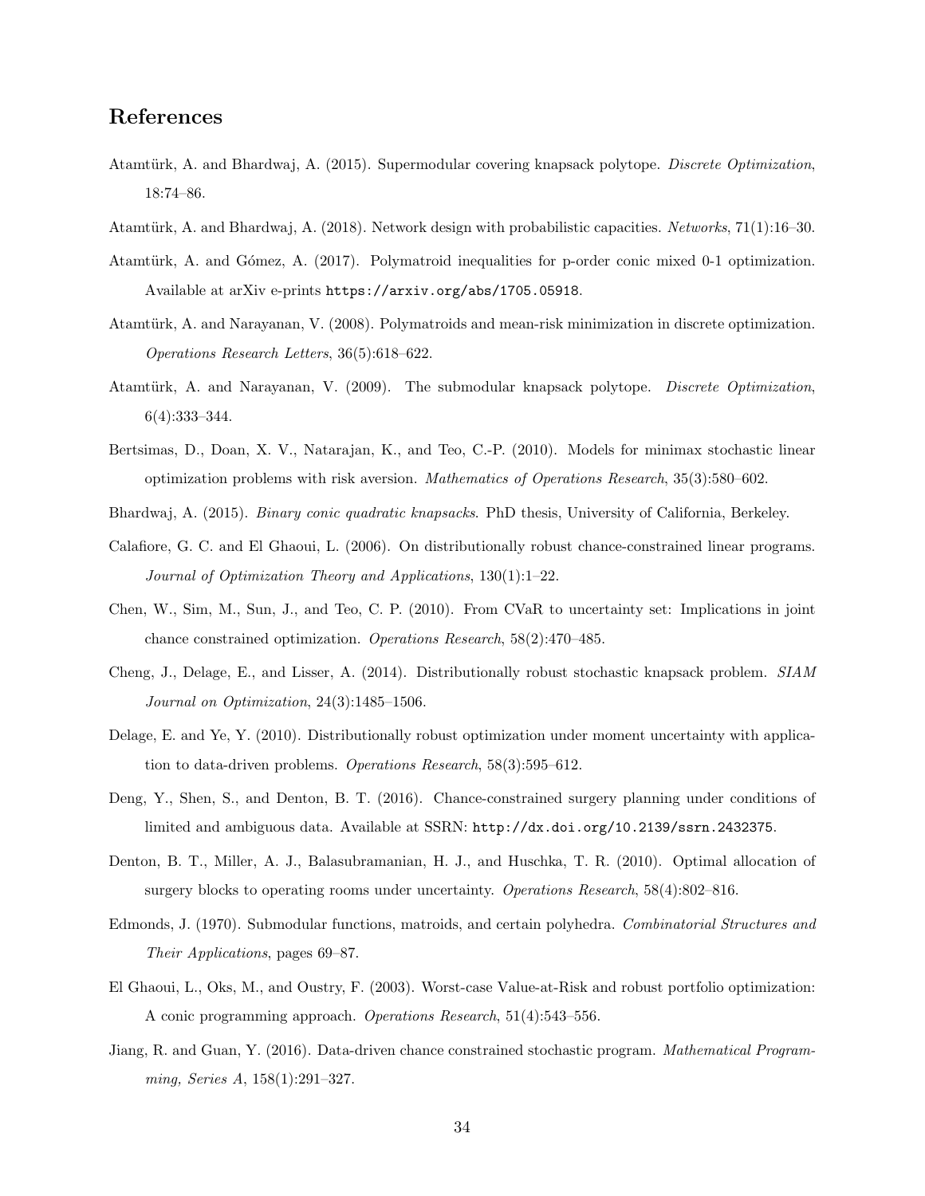## References

Atamtürk, A. and Bhardwaj, A. (2015). Supermodular covering knapsack polytope. *Discrete Optimization*, 18:74–86.

Atamtürk, A. and Bhardwaj, A. (2018). Network design with probabilistic capacities. *Networks*, 71(1):16–30.

Atamtürk, A. and Gómez, A. (2017). Polymatroid inequalities for p-order conic mixed 0-1 optimization. Available at arXiv e-prints `https://arxiv.org/abs/1705.05918`.

Atamtürk, A. and Narayanan, V. (2008). Polymatroids and mean-risk minimization in discrete optimization. *Operations Research Letters*, 36(5):618–622.

Atamtürk, A. and Narayanan, V. (2009). The submodular knapsack polytope. *Discrete Optimization*, 6(4):333–344.

Bertsimas, D., Doan, X. V., Natarajan, K., and Teo, C.-P. (2010). Models for minimax stochastic linear optimization problems with risk aversion. *Mathematics of Operations Research*, 35(3):580–602.

Bhardwaj, A. (2015). *Binary conic quadratic knapsacks*. PhD thesis, University of California, Berkeley.

Calafiore, G. C. and El Ghaoui, L. (2006). On distributionally robust chance-constrained linear programs. *Journal of Optimization Theory and Applications*, 130(1):1–22.

Chen, W., Sim, M., Sun, J., and Teo, C. P. (2010). From CVaR to uncertainty set: Implications in joint chance constrained optimization. *Operations Research*, 58(2):470–485.

Cheng, J., Delage, E., and Lisser, A. (2014). Distributionally robust stochastic knapsack problem. *SIAM Journal on Optimization*, 24(3):1485–1506.

Delage, E. and Ye, Y. (2010). Distributionally robust optimization under moment uncertainty with application to data-driven problems. *Operations Research*, 58(3):595–612.

Deng, Y., Shen, S., and Denton, B. T. (2016). Chance-constrained surgery planning under conditions of limited and ambiguous data. Available at SSRN: `http://dx.doi.org/10.2139/ssrn.2432375`.

Denton, B. T., Miller, A. J., Balasubramanian, H. J., and Huschka, T. R. (2010). Optimal allocation of surgery blocks to operating rooms under uncertainty. *Operations Research*, 58(4):802–816.

Edmonds, J. (1970). Submodular functions, matroids, and certain polyhedra. *Combinatorial Structures and Their Applications*, pages 69–87.

El Ghaoui, L., Oks, M., and Oustry, F. (2003). Worst-case Value-at-Risk and robust portfolio optimization: A conic programming approach. *Operations Research*, 51(4):543–556.

Jiang, R. and Guan, Y. (2016). Data-driven chance constrained stochastic program. *Mathematical Programming, Series A*, 158(1):291–327.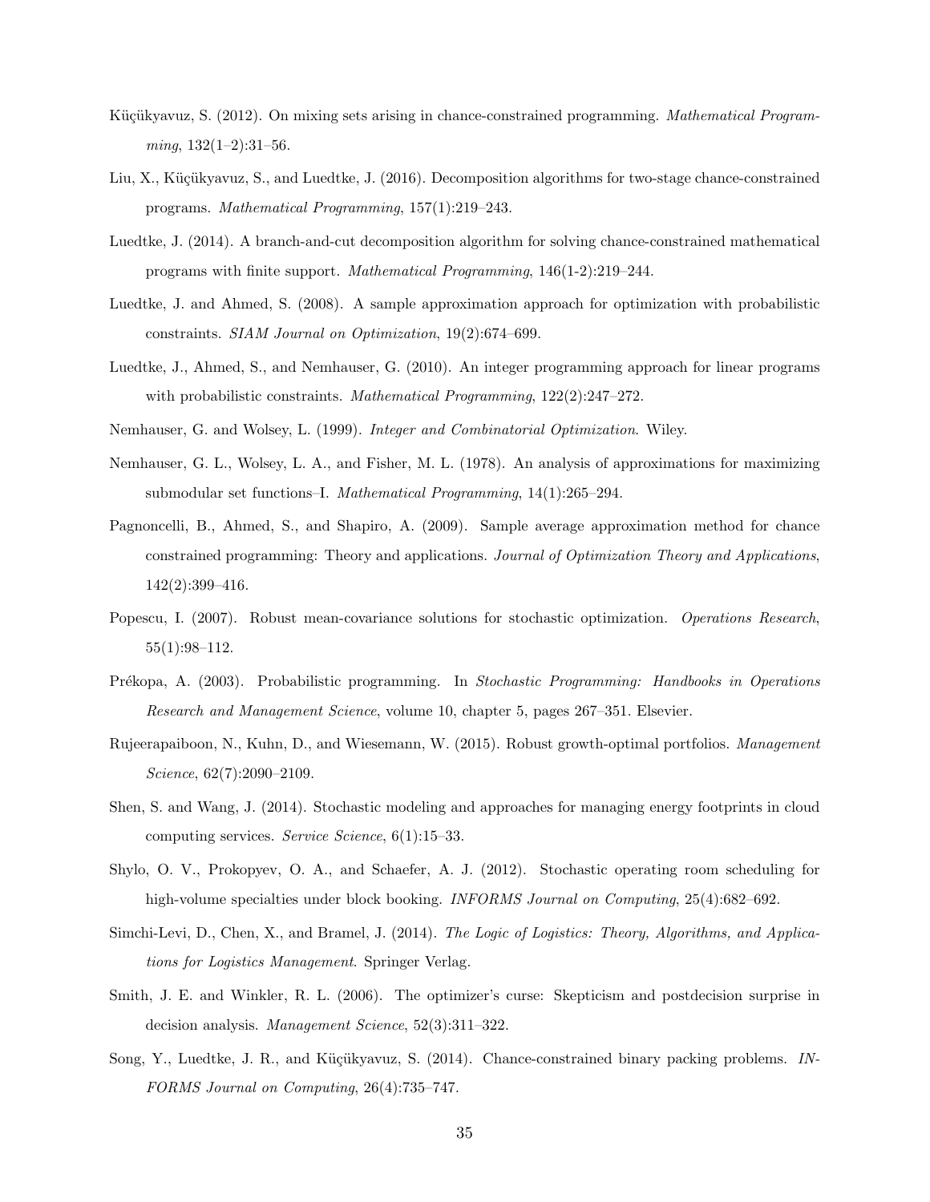Küçükyavuz, S. (2012). On mixing sets arising in chance-constrained programming. *Mathematical Programming*, 132(1–2):31–56.

Liu, X., Küçükyavuz, S., and Luedtke, J. (2016). Decomposition algorithms for two-stage chance-constrained programs. *Mathematical Programming*, 157(1):219–243.

Luedtke, J. (2014). A branch-and-cut decomposition algorithm for solving chance-constrained mathematical programs with finite support. *Mathematical Programming*, 146(1-2):219–244.

Luedtke, J. and Ahmed, S. (2008). A sample approximation approach for optimization with probabilistic constraints. *SIAM Journal on Optimization*, 19(2):674–699.

Luedtke, J., Ahmed, S., and Nemhauser, G. (2010). An integer programming approach for linear programs with probabilistic constraints. *Mathematical Programming*, 122(2):247–272.

Nemhauser, G. and Wolsey, L. (1999). *Integer and Combinatorial Optimization*. Wiley.

Nemhauser, G. L., Wolsey, L. A., and Fisher, M. L. (1978). An analysis of approximations for maximizing submodular set functions–I. *Mathematical Programming*, 14(1):265–294.

Pagnoncelli, B., Ahmed, S., and Shapiro, A. (2009). Sample average approximation method for chance constrained programming: Theory and applications. *Journal of Optimization Theory and Applications*, 142(2):399–416.

Popescu, I. (2007). Robust mean-covariance solutions for stochastic optimization. *Operations Research*, 55(1):98–112.

Prékopa, A. (2003). Probabilistic programming. In *Stochastic Programming: Handbooks in Operations Research and Management Science*, volume 10, chapter 5, pages 267–351. Elsevier.

Rujeerapaiboon, N., Kuhn, D., and Wiesemann, W. (2015). Robust growth-optimal portfolios. *Management Science*, 62(7):2090–2109.

Shen, S. and Wang, J. (2014). Stochastic modeling and approaches for managing energy footprints in cloud computing services. *Service Science*, 6(1):15–33.

Shylo, O. V., Prokopyev, O. A., and Schaefer, A. J. (2012). Stochastic operating room scheduling for high-volume specialties under block booking. *INFORMS Journal on Computing*, 25(4):682–692.

Simchi-Levi, D., Chen, X., and Bramel, J. (2014). *The Logic of Logistics: Theory, Algorithms, and Applications for Logistics Management*. Springer Verlag.

Smith, J. E. and Winkler, R. L. (2006). The optimizer's curse: Skepticism and postdecision surprise in decision analysis. *Management Science*, 52(3):311–322.

Song, Y., Luedtke, J. R., and Küçükyavuz, S. (2014). Chance-constrained binary packing problems. *INFORMS Journal on Computing*, 26(4):735–747.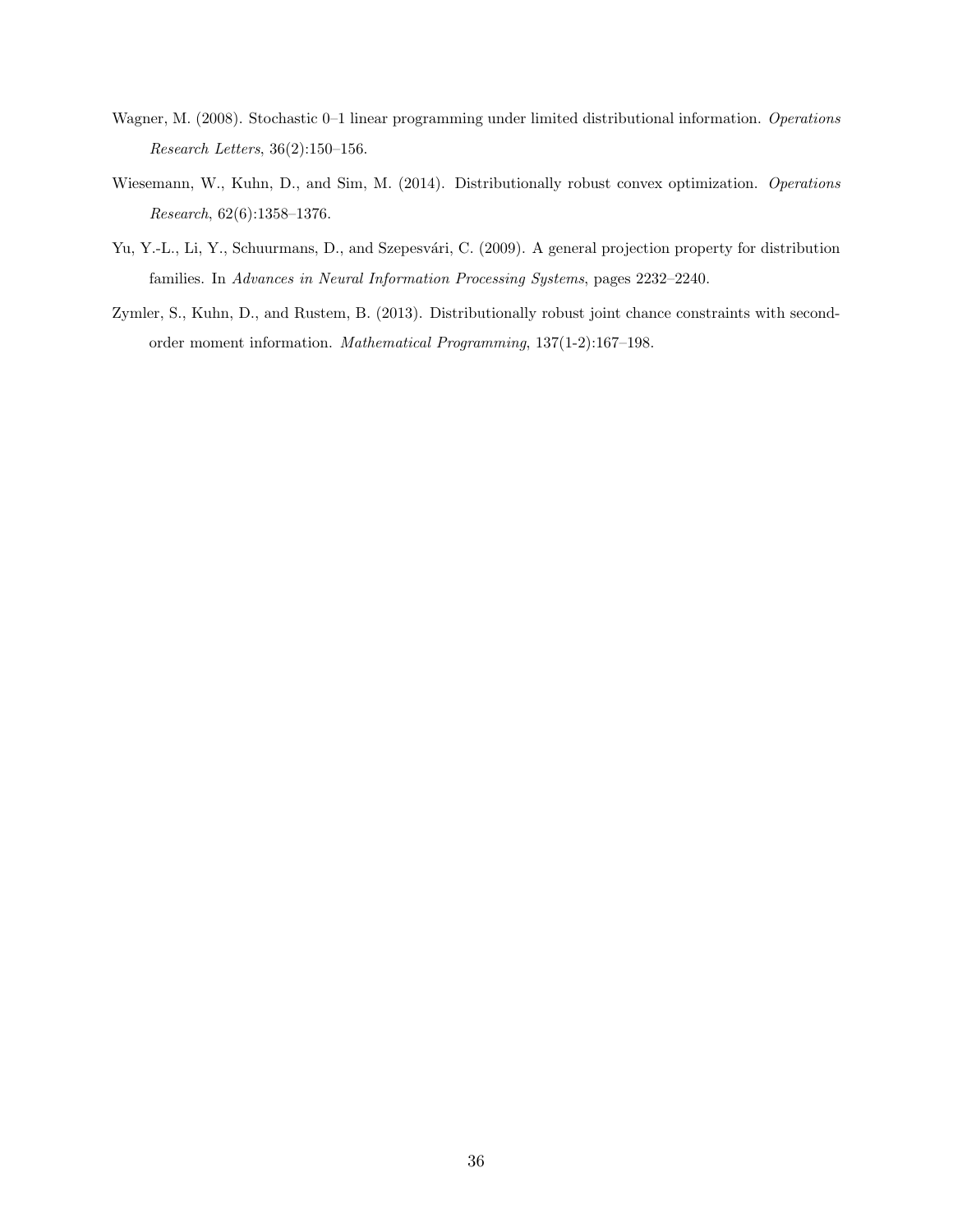Wagner, M. (2008). Stochastic 0–1 linear programming under limited distributional information. *Operations Research Letters*, 36(2):150–156.

Wiesemann, W., Kuhn, D., and Sim, M. (2014). Distributionally robust convex optimization. *Operations Research*, 62(6):1358–1376.

Yu, Y.-L., Li, Y., Schuurmans, D., and Szepesvári, C. (2009). A general projection property for distribution families. In *Advances in Neural Information Processing Systems*, pages 2232–2240.

Zymler, S., Kuhn, D., and Rustem, B. (2013). Distributionally robust joint chance constraints with second-order moment information. *Mathematical Programming*, 137(1-2):167–198.